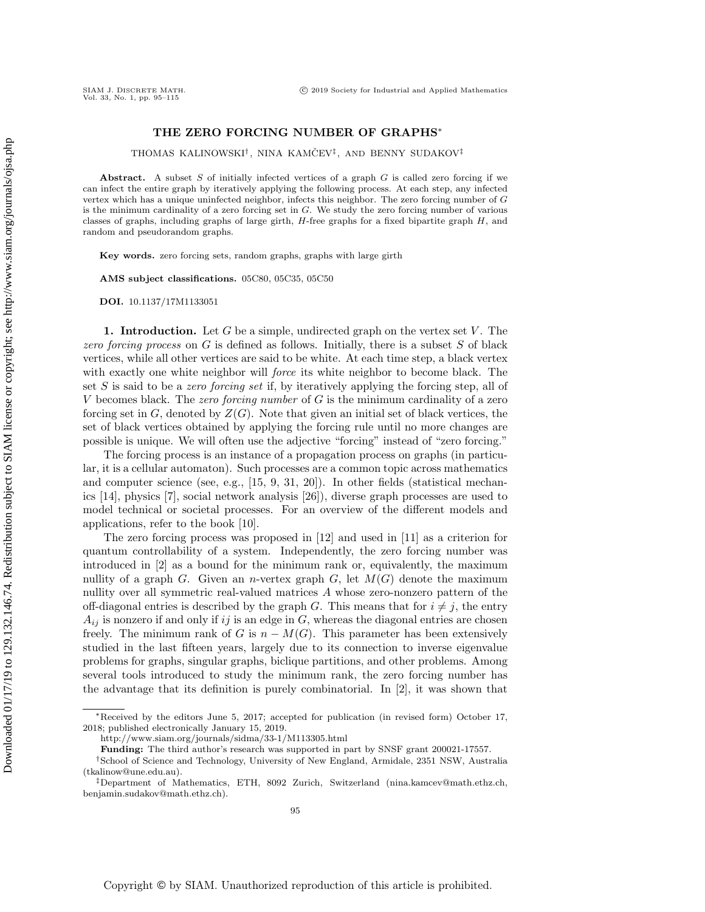# THE ZERO FORCING NUMBER OF GRAPHS*

THOMAS KALINOWSKI†, NINA KAMČEV‡, AND BENNY SUDAKOV‡

**Abstract.** A subset $S$ of initially infected vertices of a graph $G$ is called zero forcing if we can infect the entire graph by iteratively applying the following process. At each step, any infected vertex which has a unique uninfected neighbor, infects this neighbor. The zero forcing number of $G$ is the minimum cardinality of a zero forcing set in $G$. We study the zero forcing number of various classes of graphs, including graphs of large girth, $H$-free graphs for a fixed bipartite graph $H$, and random and pseudorandom graphs.

**Key words.** zero forcing sets, random graphs, graphs with large girth

**AMS subject classifications.** 05C80, 05C35, 05C50

**DOI.** 10.1137/17M1133051

## 1. Introduction.

Let $G$ be a simple, undirected graph on the vertex set $V$. The *zero forcing process* on $G$ is defined as follows. Initially, there is a subset $S$ of black vertices, while all other vertices are said to be white. At each time step, a black vertex with exactly one white neighbor will *force* its white neighbor to become black. The set $S$ is said to be a *zero forcing set* if, by iteratively applying the forcing step, all of $V$ becomes black. The *zero forcing number* of $G$ is the minimum cardinality of a zero forcing set in $G$, denoted by $Z(G)$. Note that given an initial set of black vertices, the set of black vertices obtained by applying the forcing rule until no more changes are possible is unique. We will often use the adjective "forcing" instead of "zero forcing."

The forcing process is an instance of a propagation process on graphs (in particular, it is a cellular automaton). Such processes are a common topic across mathematics and computer science (see, e.g., [15, 9, 31, 20]). In other fields (statistical mechanics [14], physics [7], social network analysis [26]), diverse graph processes are used to model technical or societal processes. For an overview of the different models and applications, refer to the book [10].

The zero forcing process was proposed in [12] and used in [11] as a criterion for quantum controllability of a system. Independently, the zero forcing number was introduced in [2] as a bound for the minimum rank or, equivalently, the maximum nullity of a graph $G$. Given an $n$-vertex graph $G$, let $M(G)$ denote the maximum nullity over all symmetric real-valued matrices $A$ whose zero-nonzero pattern of the off-diagonal entries is described by the graph $G$. This means that for $i \neq j$, the entry $A_{ij}$ is nonzero if and only if $ij$ is an edge in $G$, whereas the diagonal entries are chosen freely. The minimum rank of $G$ is $n - M(G)$. This parameter has been extensively studied in the last fifteen years, largely due to its connection to inverse eigenvalue problems for graphs, singular graphs, biclique partitions, and other problems. Among several tools introduced to study the minimum rank, the zero forcing number has the advantage that its definition is purely combinatorial. In [2], it was shown that

---

*Received by the editors June 5, 2017; accepted for publication (in revised form) October 17, 2018; published electronically January 15, 2019.

http://www.siam.org/journals/sidma/33-1/M113305.html

**Funding:** The third author's research was supported in part by SNSF grant 200021-17557.

†School of Science and Technology, University of New England, Armidale, 2351 NSW, Australia (tkalinow@une.edu.au).

‡Department of Mathematics, ETH, 8092 Zurich, Switzerland (nina.kamcev@math.ethz.ch, benjamin.sudakov@math.ethz.ch).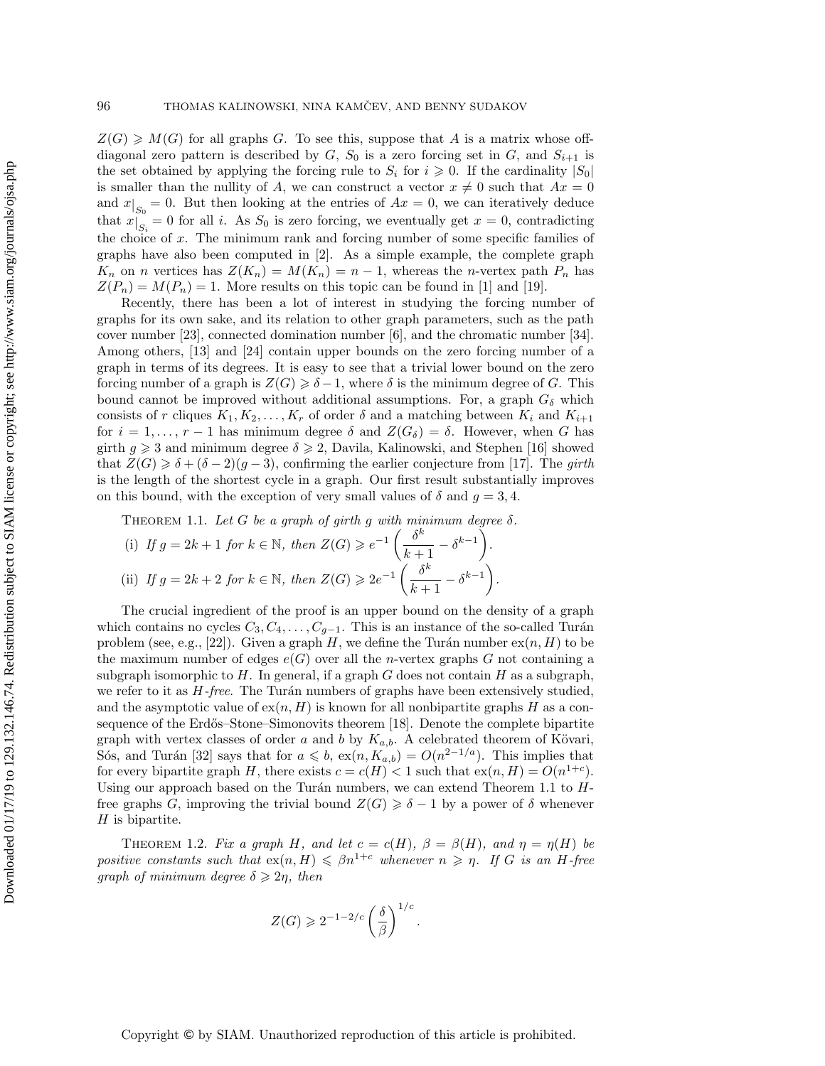$Z(G) \geqslant M(G)$ for all graphs $G$. To see this, suppose that $A$ is a matrix whose off-diagonal zero pattern is described by $G$, $S_0$ is a zero forcing set in $G$, and $S_{i+1}$ is the set obtained by applying the forcing rule to $S_i$ for $i \geqslant 0$. If the cardinality $|S_0|$ is smaller than the nullity of $A$, we can construct a vector $x \neq 0$ such that $Ax = 0$ and $x|_{S_0} = 0$. But then looking at the entries of $Ax = 0$, we can iteratively deduce that $x|_{S_i} = 0$ for all $i$. As $S_0$ is zero forcing, we eventually get $x = 0$, contradicting the choice of $x$. The minimum rank and forcing number of some specific families of graphs have also been computed in [2]. As a simple example, the complete graph $K_n$ on $n$ vertices has $Z(K_n) = M(K_n) = n - 1$, whereas the $n$-vertex path $P_n$ has $Z(P_n) = M(P_n) = 1$. More results on this topic can be found in [1] and [19].

Recently, there has been a lot of interest in studying the forcing number of graphs for its own sake, and its relation to other graph parameters, such as the path cover number [23], connected domination number [6], and the chromatic number [34]. Among others, [13] and [24] contain upper bounds on the zero forcing number of a graph in terms of its degrees. It is easy to see that a trivial lower bound on the zero forcing number of a graph is $Z(G) \geqslant \delta - 1$, where $\delta$ is the minimum degree of $G$. This bound cannot be improved without additional assumptions. For, a graph $G_\delta$ which consists of $r$ cliques $K_1, K_2, \ldots, K_r$ of order $\delta$ and a matching between $K_i$ and $K_{i+1}$ for $i = 1, \ldots, r - 1$ has minimum degree $\delta$ and $Z(G_\delta) = \delta$. However, when $G$ has girth $g \geqslant 3$ and minimum degree $\delta \geqslant 2$, Davila, Kalinowski, and Stephen [16] showed that $Z(G) \geqslant \delta + (\delta - 2)(g - 3)$, confirming the earlier conjecture from [17]. The *girth* is the length of the shortest cycle in a graph. Our first result substantially improves on this bound, with the exception of very small values of $\delta$ and $g = 3, 4$.

Theorem 1.1. *Let $G$ be a graph of girth $g$ with minimum degree $\delta$.*

(i) *If $g = 2k + 1$ for $k \in \mathbb{N}$, then* $Z(G) \geqslant e^{-1}\left(\dfrac{\delta^k}{k+1} - \delta^{k-1}\right)$.

(ii) *If $g = 2k + 2$ for $k \in \mathbb{N}$, then* $Z(G) \geqslant 2e^{-1}\left(\dfrac{\delta^k}{k+1} - \delta^{k-1}\right)$.

The crucial ingredient of the proof is an upper bound on the density of a graph which contains no cycles $C_3, C_4, \ldots, C_{g-1}$. This is an instance of the so-called Turán problem (see, e.g., [22]). Given a graph $H$, we define the Turán number $\mathrm{ex}(n, H)$ to be the maximum number of edges $e(G)$ over all the $n$-vertex graphs $G$ not containing a subgraph isomorphic to $H$. In general, if a graph $G$ does not contain $H$ as a subgraph, we refer to it as *$H$-free*. The Turán numbers of graphs have been extensively studied, and the asymptotic value of $\mathrm{ex}(n, H)$ is known for all nonbipartite graphs $H$ as a consequence of the Erdős–Stone–Simonovits theorem [18]. Denote the complete bipartite graph with vertex classes of order $a$ and $b$ by $K_{a,b}$. A celebrated theorem of Kövari, Sós, and Turán [32] says that for $a \leqslant b$, $\mathrm{ex}(n, K_{a,b}) = O(n^{2-1/a})$. This implies that for every bipartite graph $H$, there exists $c = c(H) < 1$ such that $\mathrm{ex}(n, H) = O(n^{1+c})$. Using our approach based on the Turán numbers, we can extend Theorem 1.1 to $H$-free graphs $G$, improving the trivial bound $Z(G) \geqslant \delta - 1$ by a power of $\delta$ whenever $H$ is bipartite.

Theorem 1.2. *Fix a graph $H$, and let $c = c(H)$, $\beta = \beta(H)$, and $\eta = \eta(H)$ be positive constants such that $\mathrm{ex}(n, H) \leqslant \beta n^{1+c}$ whenever $n \geqslant \eta$. If $G$ is an $H$-free graph of minimum degree $\delta \geqslant 2\eta$, then*

$$Z(G) \geqslant 2^{-1-2/c}\left(\frac{\delta}{\beta}\right)^{1/c}.$$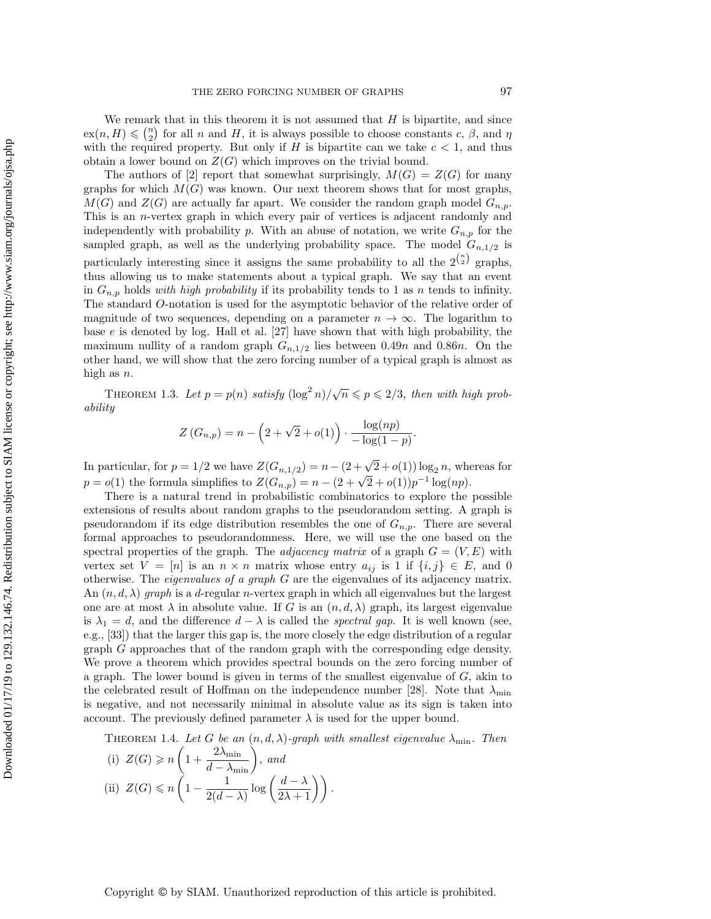We remark that in this theorem it is not assumed that $H$ is bipartite, and since $\mathrm{ex}(n, H) \leqslant \binom{n}{2}$ for all $n$ and $H$, it is always possible to choose constants $c$, $\beta$, and $\eta$ with the required property. But only if $H$ is bipartite can we take $c < 1$, and thus obtain a lower bound on $Z(G)$ which improves on the trivial bound.

The authors of [2] report that somewhat surprisingly, $M(G) = Z(G)$ for many graphs for which $M(G)$ was known. Our next theorem shows that for most graphs, $M(G)$ and $Z(G)$ are actually far apart. We consider the random graph model $G_{n,p}$. This is an $n$-vertex graph in which every pair of vertices is adjacent randomly and independently with probability $p$. With an abuse of notation, we write $G_{n,p}$ for the sampled graph, as well as the underlying probability space. The model $G_{n,1/2}$ is particularly interesting since it assigns the same probability to all the $2^{\binom{n}{2}}$ graphs, thus allowing us to make statements about a typical graph. We say that an event in $G_{n,p}$ holds *with high probability* if its probability tends to 1 as $n$ tends to infinity. The standard $O$-notation is used for the asymptotic behavior of the relative order of magnitude of two sequences, depending on a parameter $n \to \infty$. The logarithm to base $e$ is denoted by log. Hall et al. [27] have shown that with high probability, the maximum nullity of a random graph $G_{n,1/2}$ lies between $0.49n$ and $0.86n$. On the other hand, we will show that the zero forcing number of a typical graph is almost as high as $n$.

Theorem 1.3. *Let $p = p(n)$ satisfy $(\log^2 n)/\sqrt{n} \leqslant p \leqslant 2/3$, then with high probability*

$$Z\left(G_{n,p}\right) = n - \left(2 + \sqrt{2} + o(1)\right) \cdot \frac{\log(np)}{-\log(1-p)}.$$

In particular, for $p = 1/2$ we have $Z(G_{n,1/2}) = n - (2 + \sqrt{2} + o(1)) \log_2 n$, whereas for $p = o(1)$ the formula simplifies to $Z(G_{n,p}) = n - (2 + \sqrt{2} + o(1))p^{-1} \log(np)$.

There is a natural trend in probabilistic combinatorics to explore the possible extensions of results about random graphs to the pseudorandom setting. A graph is pseudorandom if its edge distribution resembles the one of $G_{n,p}$. There are several formal approaches to pseudorandomness. Here, we will use the one based on the spectral properties of the graph. The *adjacency matrix* of a graph $G = (V, E)$ with vertex set $V = [n]$ is an $n \times n$ matrix whose entry $a_{ij}$ is 1 if $\{i, j\} \in E$, and 0 otherwise. The *eigenvalues of a graph* $G$ are the eigenvalues of its adjacency matrix. An $(n, d, \lambda)$ *graph* is a $d$-regular $n$-vertex graph in which all eigenvalues but the largest one are at most $\lambda$ in absolute value. If $G$ is an $(n, d, \lambda)$ graph, its largest eigenvalue is $\lambda_1 = d$, and the difference $d - \lambda$ is called the *spectral gap*. It is well known (see, e.g., [33]) that the larger this gap is, the more closely the edge distribution of a regular graph $G$ approaches that of the random graph with the corresponding edge density. We prove a theorem which provides spectral bounds on the zero forcing number of a graph. The lower bound is given in terms of the smallest eigenvalue of $G$, akin to the celebrated result of Hoffman on the independence number [28]. Note that $\lambda_{\min}$ is negative, and not necessarily minimal in absolute value as its sign is taken into account. The previously defined parameter $\lambda$ is used for the upper bound.

Theorem 1.4. *Let $G$ be an $(n, d, \lambda)$-graph with smallest eigenvalue $\lambda_{\min}$. Then*

(i) $Z(G) \geqslant n\left(1 + \dfrac{2\lambda_{\min}}{d - \lambda_{\min}}\right)$, *and*

(ii) $Z(G) \leqslant n\left(1 - \dfrac{1}{2(d - \lambda)} \log\left(\dfrac{d - \lambda}{2\lambda + 1}\right)\right)$.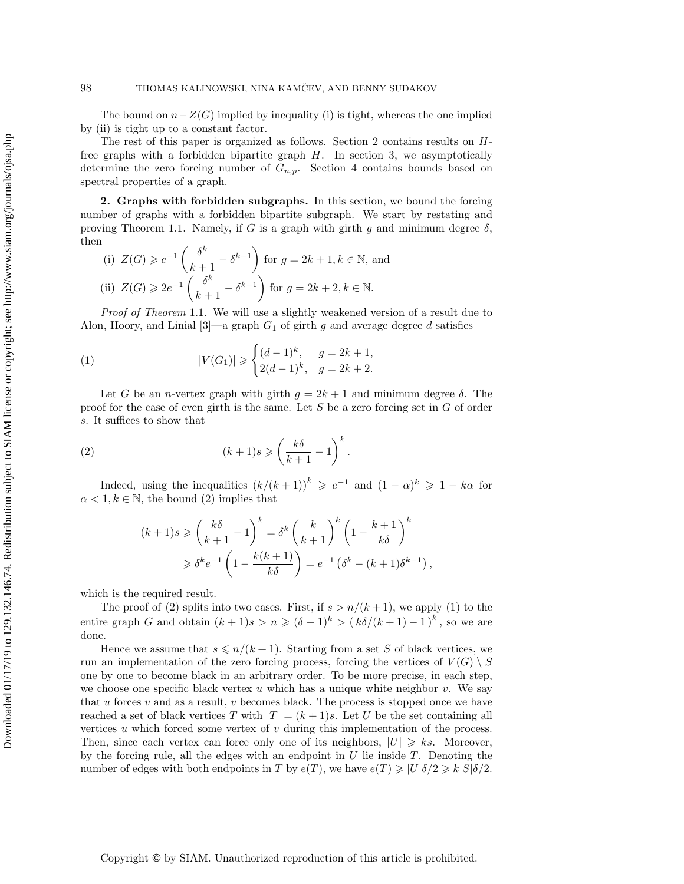The bound on $n - Z(G)$ implied by inequality (i) is tight, whereas the one implied by (ii) is tight up to a constant factor.

The rest of this paper is organized as follows. Section 2 contains results on $H$-free graphs with a forbidden bipartite graph $H$. In section 3, we asymptotically determine the zero forcing number of $G_{n,p}$. Section 4 contains bounds based on spectral properties of a graph.

**2. Graphs with forbidden subgraphs.** In this section, we bound the forcing number of graphs with a forbidden bipartite subgraph. We start by restating and proving Theorem 1.1. Namely, if $G$ is a graph with girth $g$ and minimum degree $\delta$, then

(i) $Z(G) \geqslant e^{-1}\left(\frac{\delta^k}{k+1} - \delta^{k-1}\right)$ for $g = 2k+1, k \in \mathbb{N}$, and

(ii) $Z(G) \geqslant 2e^{-1}\left(\frac{\delta^k}{k+1} - \delta^{k-1}\right)$ for $g = 2k+2, k \in \mathbb{N}$.

*Proof of Theorem* 1.1. We will use a slightly weakened version of a result due to Alon, Hoory, and Linial [3]—a graph $G_1$ of girth $g$ and average degree $d$ satisfies

$$|V(G_1)| \geqslant \begin{cases} (d-1)^k, & g = 2k+1, \\ 2(d-1)^k, & g = 2k+2. \end{cases} \tag{1}$$

Let $G$ be an $n$-vertex graph with girth $g = 2k+1$ and minimum degree $\delta$. The proof for the case of even girth is the same. Let $S$ be a zero forcing set in $G$ of order $s$. It suffices to show that

$$(k+1)s \geqslant \left(\frac{k\delta}{k+1} - 1\right)^k. \tag{2}$$

Indeed, using the inequalities $\left(k/(k+1)\right)^k \geqslant e^{-1}$ and $(1-\alpha)^k \geqslant 1 - k\alpha$ for $\alpha < 1, k \in \mathbb{N}$, the bound (2) implies that

$$\begin{aligned}(k+1)s &\geqslant \left(\frac{k\delta}{k+1} - 1\right)^k = \delta^k \left(\frac{k}{k+1}\right)^k \left(1 - \frac{k+1}{k\delta}\right)^k \\ &\geqslant \delta^k e^{-1}\left(1 - \frac{k(k+1)}{k\delta}\right) = e^{-1}\left(\delta^k - (k+1)\delta^{k-1}\right),\end{aligned}$$

which is the required result.

The proof of (2) splits into two cases. First, if $s > n/(k+1)$, we apply (1) to the entire graph $G$ and obtain $(k+1)s > n \geqslant (\delta-1)^k > \left(k\delta/(k+1) - 1\right)^k$, so we are done.

Hence we assume that $s \leqslant n/(k+1)$. Starting from a set $S$ of black vertices, we run an implementation of the zero forcing process, forcing the vertices of $V(G) \setminus S$ one by one to become black in an arbitrary order. To be more precise, in each step, we choose one specific black vertex $u$ which has a unique white neighbor $v$. We say that $u$ forces $v$ and as a result, $v$ becomes black. The process is stopped once we have reached a set of black vertices $T$ with $|T| = (k+1)s$. Let $U$ be the set containing all vertices $u$ which forced some vertex of $v$ during this implementation of the process. Then, since each vertex can force only one of its neighbors, $|U| \geqslant ks$. Moreover, by the forcing rule, all the edges with an endpoint in $U$ lie inside $T$. Denoting the number of edges with both endpoints in $T$ by $e(T)$, we have $e(T) \geqslant |U|\delta/2 \geqslant k|S|\delta/2$.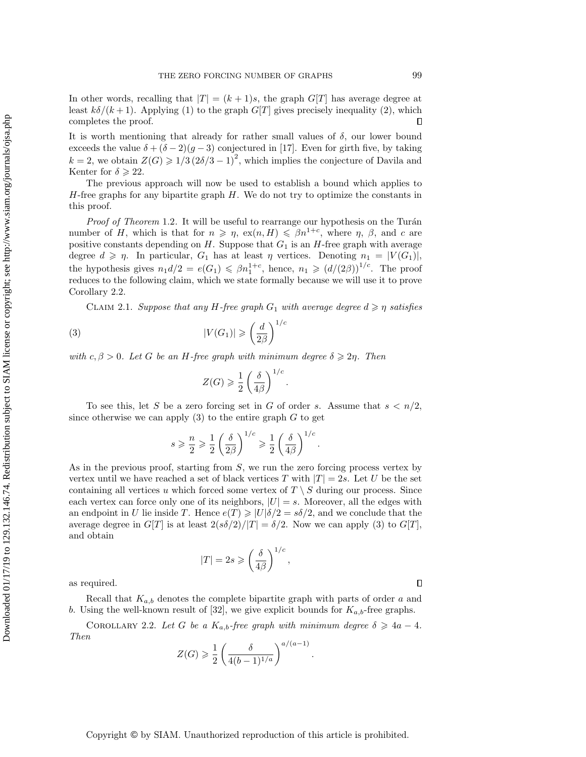In other words, recalling that $|T| = (k+1)s$, the graph $G[T]$ has average degree at least $k\delta/(k+1)$. Applying (1) to the graph $G[T]$ gives precisely inequality (2), which completes the proof. $\square$

It is worth mentioning that already for rather small values of $\delta$, our lower bound exceeds the value $\delta + (\delta-2)(g-3)$ conjectured in [17]. Even for girth five, by taking $k=2$, we obtain $Z(G) \geqslant 1/3\,(2\delta/3-1)^2$, which implies the conjecture of Davila and Kenter for $\delta \geqslant 22$.

The previous approach will now be used to establish a bound which applies to $H$-free graphs for any bipartite graph $H$. We do not try to optimize the constants in this proof.

*Proof of Theorem* 1.2. It will be useful to rearrange our hypothesis on the Turán number of $H$, which is that for $n \geqslant \eta$, $\mathrm{ex}(n,H) \leqslant \beta n^{1+c}$, where $\eta$, $\beta$, and $c$ are positive constants depending on $H$. Suppose that $G_1$ is an $H$-free graph with average degree $d \geqslant \eta$. In particular, $G_1$ has at least $\eta$ vertices. Denoting $n_1 = |V(G_1)|$, the hypothesis gives $n_1 d/2 = e(G_1) \leqslant \beta n_1^{1+c}$, hence, $n_1 \geqslant (d/(2\beta))^{1/c}$. The proof reduces to the following claim, which we state formally because we will use it to prove Corollary 2.2.

Claim 2.1. *Suppose that any $H$-free graph $G_1$ with average degree $d \geqslant \eta$ satisfies*

$$|V(G_1)| \geqslant \left(\frac{d}{2\beta}\right)^{1/c} \tag{3}$$

*with $c, \beta > 0$. Let $G$ be an $H$-free graph with minimum degree $\delta \geqslant 2\eta$. Then*

$$Z(G) \geqslant \frac{1}{2}\left(\frac{\delta}{4\beta}\right)^{1/c}.$$

To see this, let $S$ be a zero forcing set in $G$ of order $s$. Assume that $s < n/2$, since otherwise we can apply (3) to the entire graph $G$ to get

$$s \geqslant \frac{n}{2} \geqslant \frac{1}{2}\left(\frac{\delta}{2\beta}\right)^{1/c} \geqslant \frac{1}{2}\left(\frac{\delta}{4\beta}\right)^{1/c}.$$

As in the previous proof, starting from $S$, we run the zero forcing process vertex by vertex until we have reached a set of black vertices $T$ with $|T| = 2s$. Let $U$ be the set containing all vertices $u$ which forced some vertex of $T \setminus S$ during our process. Since each vertex can force only one of its neighbors, $|U| = s$. Moreover, all the edges with an endpoint in $U$ lie inside $T$. Hence $e(T) \geqslant |U|\delta/2 = s\delta/2$, and we conclude that the average degree in $G[T]$ is at least $2(s\delta/2)/|T| = \delta/2$. Now we can apply (3) to $G[T]$, and obtain

$$|T| = 2s \geqslant \left(\frac{\delta}{4\beta}\right)^{1/c},$$

as required. $\square$

Recall that $K_{a,b}$ denotes the complete bipartite graph with parts of order $a$ and $b$. Using the well-known result of [32], we give explicit bounds for $K_{a,b}$-free graphs.

Corollary 2.2. *Let $G$ be a $K_{a,b}$-free graph with minimum degree $\delta \geqslant 4a-4$. Then*

$$Z(G) \geqslant \frac{1}{2}\left(\frac{\delta}{4(b-1)^{1/a}}\right)^{a/(a-1)}.$$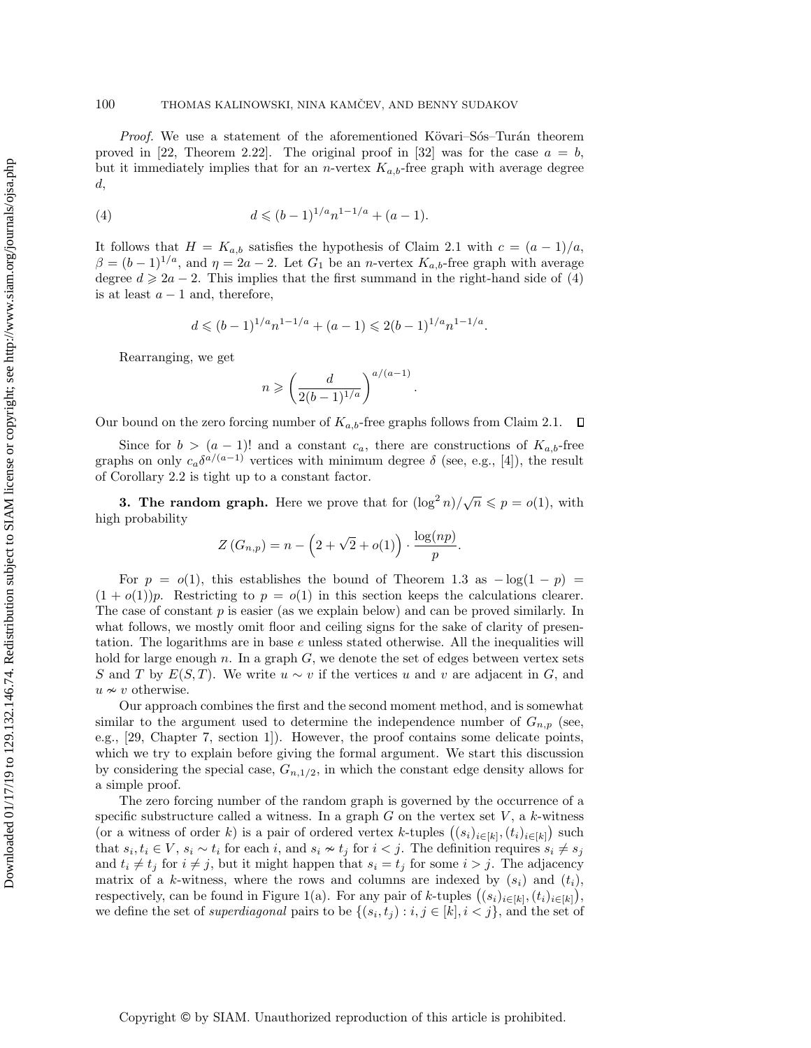*Proof.* We use a statement of the aforementioned Kövari–Sós–Turán theorem proved in [22, Theorem 2.22]. The original proof in [32] was for the case $a = b$, but it immediately implies that for an $n$-vertex $K_{a,b}$-free graph with average degree $d$,

$$d \leqslant (b-1)^{1/a} n^{1-1/a} + (a-1). \tag{4}$$

It follows that $H = K_{a,b}$ satisfies the hypothesis of Claim 2.1 with $c = (a-1)/a$, $\beta = (b-1)^{1/a}$, and $\eta = 2a - 2$. Let $G_1$ be an $n$-vertex $K_{a,b}$-free graph with average degree $d \geqslant 2a - 2$. This implies that the first summand in the right-hand side of (4) is at least $a - 1$ and, therefore,

$$d \leqslant (b-1)^{1/a} n^{1-1/a} + (a-1) \leqslant 2(b-1)^{1/a} n^{1-1/a}.$$

Rearranging, we get

$$n \geqslant \left( \frac{d}{2(b-1)^{1/a}} \right)^{a/(a-1)}.$$

Our bound on the zero forcing number of $K_{a,b}$-free graphs follows from Claim 2.1. $\square$

Since for $b > (a-1)!$ and a constant $c_a$, there are constructions of $K_{a,b}$-free graphs on only $c_a \delta^{a/(a-1)}$ vertices with minimum degree $\delta$ (see, e.g., [4]), the result of Corollary 2.2 is tight up to a constant factor.

## 3. The random graph.

Here we prove that for $(\log^2 n)/\sqrt{n} \leqslant p = o(1)$, with high probability

$$Z(G_{n,p}) = n - \left(2 + \sqrt{2} + o(1)\right) \cdot \frac{\log(np)}{p}.$$

For $p = o(1)$, this establishes the bound of Theorem 1.3 as $-\log(1-p) = (1+o(1))p$. Restricting to $p = o(1)$ in this section keeps the calculations clearer. The case of constant $p$ is easier (as we explain below) and can be proved similarly. In what follows, we mostly omit floor and ceiling signs for the sake of clarity of presentation. The logarithms are in base $e$ unless stated otherwise. All the inequalities will hold for large enough $n$. In a graph $G$, we denote the set of edges between vertex sets $S$ and $T$ by $E(S,T)$. We write $u \sim v$ if the vertices $u$ and $v$ are adjacent in $G$, and $u \nsim v$ otherwise.

Our approach combines the first and the second moment method, and is somewhat similar to the argument used to determine the independence number of $G_{n,p}$ (see, e.g., [29, Chapter 7, section 1]). However, the proof contains some delicate points, which we try to explain before giving the formal argument. We start this discussion by considering the special case, $G_{n,1/2}$, in which the constant edge density allows for a simple proof.

The zero forcing number of the random graph is governed by the occurrence of a specific substructure called a witness. In a graph $G$ on the vertex set $V$, a $k$-witness (or a witness of order $k$) is a pair of ordered vertex $k$-tuples $\left((s_i)_{i\in[k]}, (t_i)_{i\in[k]}\right)$ such that $s_i, t_i \in V$, $s_i \sim t_i$ for each $i$, and $s_i \nsim t_j$ for $i < j$. The definition requires $s_i \neq s_j$ and $t_i \neq t_j$ for $i \neq j$, but it might happen that $s_i = t_j$ for some $i > j$. The adjacency matrix of a $k$-witness, where the rows and columns are indexed by $(s_i)$ and $(t_i)$, respectively, can be found in Figure 1(a). For any pair of $k$-tuples $\left((s_i)_{i\in[k]}, (t_i)_{i\in[k]}\right)$, we define the set of *superdiagonal* pairs to be $\{(s_i, t_j) : i, j \in [k], i < j\}$, and the set of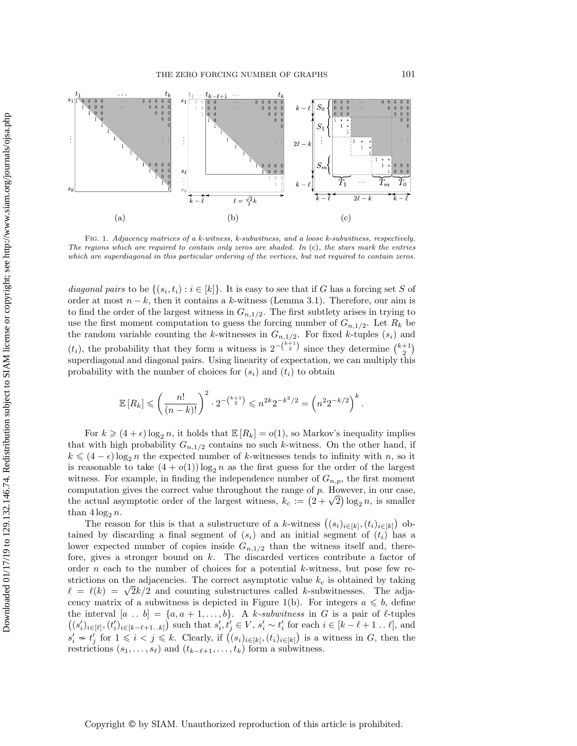FIG. 1. *Adjacency matrices of a k-witness, k-subwitness, and a loose k-subwitness, respectively. The regions which are required to contain only zeros are shaded. In* (c), *the stars mark the entries which are superdiagonal in this particular ordering of the vertices, but not required to contain zeros.*

*diagonal pairs* to be $\{(s_i, t_i) : i \in [k]\}$. It is easy to see that if $G$ has a forcing set $S$ of order at most $n-k$, then it contains a $k$-witness (Lemma 3.1). Therefore, our aim is to find the order of the largest witness in $G_{n,1/2}$. The first subtlety arises in trying to use the first moment computation to guess the forcing number of $G_{n,1/2}$. Let $R_k$ be the random variable counting the $k$-witnesses in $G_{n,1/2}$. For fixed $k$-tuples $(s_i)$ and $(t_i)$, the probability that they form a witness is $2^{-\binom{k+1}{2}}$ since they determine $\binom{k+1}{2}$ superdiagonal and diagonal pairs. Using linearity of expectation, we can multiply this probability with the number of choices for $(s_i)$ and $(t_i)$ to obtain

$$\mathbb{E}[R_k] \leqslant \left(\frac{n!}{(n-k)!}\right)^2 \cdot 2^{-\binom{k+1}{2}} \leqslant n^{2k} 2^{-k^2/2} = \left(n^2 2^{-k/2}\right)^k.$$

For $k \geqslant (4+\epsilon)\log_2 n$, it holds that $\mathbb{E}[R_k] = o(1)$, so Markov's inequality implies that with high probability $G_{n,1/2}$ contains no such $k$-witness. On the other hand, if $k \leqslant (4-\epsilon)\log_2 n$ the expected number of $k$-witnesses tends to infinity with $n$, so it is reasonable to take $(4+o(1))\log_2 n$ as the first guess for the order of the largest witness. For example, in finding the independence number of $G_{n,p}$, the first moment computation gives the correct value throughout the range of $p$. However, in our case, the actual asymptotic order of the largest witness, $k_c := \left(2+\sqrt{2}\right)\log_2 n$, is smaller than $4\log_2 n$.

The reason for this is that a substructure of a $k$-witness $\left((s_i)_{i\in[k]}, (t_i)_{i\in[k]}\right)$ obtained by discarding a final segment of $(s_i)$ and an initial segment of $(t_i)$ has a lower expected number of copies inside $G_{n,1/2}$ than the witness itself and, therefore, gives a stronger bound on $k$. The discarded vertices contribute a factor of order $n$ each to the number of choices for a potential $k$-witness, but pose few restrictions on the adjacencies. The correct asymptotic value $k_c$ is obtained by taking $\ell = \ell(k) = \sqrt{2}k/2$ and counting substructures called $k$-subwitnesses. The adjacency matrix of a subwitness is depicted in Figure 1(b). For integers $a \leqslant b$, define the interval $[a \,..\, b] = \{a, a+1, \ldots, b\}$. A *$k$-subwitness* in $G$ is a pair of $\ell$-tuples $\left((s'_i)_{i\in[\ell]}, (t'_i)_{i\in[k-\ell+1\,..\,k]}\right)$ such that $s'_i, t'_j \in V$, $s'_i \sim t'_i$ for each $i \in [k-\ell+1 \,..\, \ell]$, and $s'_i \nsim t'_j$ for $1 \leqslant i < j \leqslant k$. Clearly, if $\left((s_i)_{i\in[k]}, (t_i)_{i\in[k]}\right)$ is a witness in $G$, then the restrictions $(s_1, \ldots, s_\ell)$ and $(t_{k-\ell+1}, \ldots, t_k)$ form a subwitness.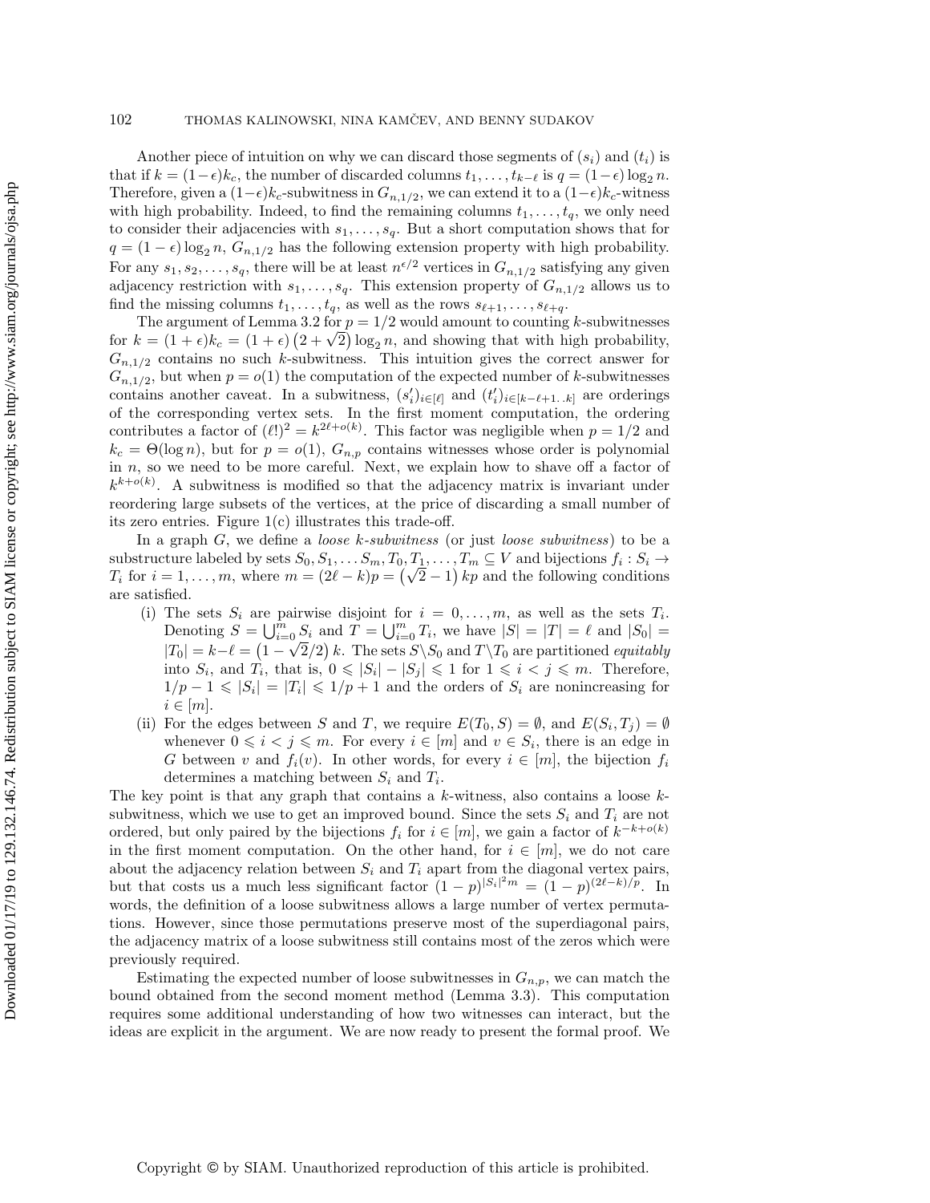Another piece of intuition on why we can discard those segments of $(s_i)$ and $(t_i)$ is that if $k = (1-\epsilon)k_c$, the number of discarded columns $t_1, \dots, t_{k-\ell}$ is $q = (1-\epsilon)\log_2 n$. Therefore, given a $(1-\epsilon)k_c$-subwitness in $G_{n,1/2}$, we can extend it to a $(1-\epsilon)k_c$-witness with high probability. Indeed, to find the remaining columns $t_1, \dots, t_q$, we only need to consider their adjacencies with $s_1, \dots, s_q$. But a short computation shows that for $q = (1-\epsilon)\log_2 n$, $G_{n,1/2}$ has the following extension property with high probability. For any $s_1, s_2, \dots, s_q$, there will be at least $n^{\epsilon/2}$ vertices in $G_{n,1/2}$ satisfying any given adjacency restriction with $s_1, \dots, s_q$. This extension property of $G_{n,1/2}$ allows us to find the missing columns $t_1, \dots, t_q$, as well as the rows $s_{\ell+1}, \dots, s_{\ell+q}$.

The argument of Lemma 3.2 for $p = 1/2$ would amount to counting $k$-subwitnesses for $k = (1+\epsilon)k_c = (1+\epsilon)\left(2+\sqrt{2}\right)\log_2 n$, and showing that with high probability, $G_{n,1/2}$ contains no such $k$-subwitness. This intuition gives the correct answer for $G_{n,1/2}$, but when $p = o(1)$ the computation of the expected number of $k$-subwitnesses contains another caveat. In a subwitness, $(s'_i)_{i\in[\ell]}$ and $(t'_i)_{i\in[k-\ell+1..k]}$ are orderings of the corresponding vertex sets. In the first moment computation, the ordering contributes a factor of $(\ell!)^2 = k^{2\ell+o(k)}$. This factor was negligible when $p = 1/2$ and $k_c = \Theta(\log n)$, but for $p = o(1)$, $G_{n,p}$ contains witnesses whose order is polynomial in $n$, so we need to be more careful. Next, we explain how to shave off a factor of $k^{k+o(k)}$. A subwitness is modified so that the adjacency matrix is invariant under reordering large subsets of the vertices, at the price of discarding a small number of its zero entries. Figure 1(c) illustrates this trade-off.

In a graph $G$, we define a *loose $k$-subwitness* (or just *loose subwitness*) to be a substructure labeled by sets $S_0, S_1, \dots S_m, T_0, T_1, \dots, T_m \subseteq V$ and bijections $f_i : S_i \to T_i$ for $i = 1, \dots, m$, where $m = (2\ell - k)p = \left(\sqrt{2}-1\right)kp$ and the following conditions are satisfied.

(i) The sets $S_i$ are pairwise disjoint for $i = 0, \dots, m$, as well as the sets $T_i$. Denoting $S = \bigcup_{i=0}^m S_i$ and $T = \bigcup_{i=0}^m T_i$, we have $|S| = |T| = \ell$ and $|S_0| = |T_0| = k-\ell = \left(1-\sqrt{2}/2\right)k$. The sets $S\backslash S_0$ and $T\backslash T_0$ are partitioned *equitably* into $S_i$, and $T_i$, that is, $0 \leqslant |S_i| - |S_j| \leqslant 1$ for $1 \leqslant i < j \leqslant m$. Therefore, $1/p - 1 \leqslant |S_i| = |T_i| \leqslant 1/p + 1$ and the orders of $S_i$ are nonincreasing for $i \in [m]$.

(ii) For the edges between $S$ and $T$, we require $E(T_0, S) = \emptyset$, and $E(S_i, T_j) = \emptyset$ whenever $0 \leqslant i < j \leqslant m$. For every $i \in [m]$ and $v \in S_i$, there is an edge in $G$ between $v$ and $f_i(v)$. In other words, for every $i \in [m]$, the bijection $f_i$ determines a matching between $S_i$ and $T_i$.

The key point is that any graph that contains a $k$-witness, also contains a loose $k$-subwitness, which we use to get an improved bound. Since the sets $S_i$ and $T_i$ are not ordered, but only paired by the bijections $f_i$ for $i \in [m]$, we gain a factor of $k^{-k+o(k)}$ in the first moment computation. On the other hand, for $i \in [m]$, we do not care about the adjacency relation between $S_i$ and $T_i$ apart from the diagonal vertex pairs, but that costs us a much less significant factor $(1-p)^{|S_i|^2 m} = (1-p)^{(2\ell-k)/p}$. In words, the definition of a loose subwitness allows a large number of vertex permutations. However, since those permutations preserve most of the superdiagonal pairs, the adjacency matrix of a loose subwitness still contains most of the zeros which were previously required.

Estimating the expected number of loose subwitnesses in $G_{n,p}$, we can match the bound obtained from the second moment method (Lemma 3.3). This computation requires some additional understanding of how two witnesses can interact, but the ideas are explicit in the argument. We are now ready to present the formal proof. We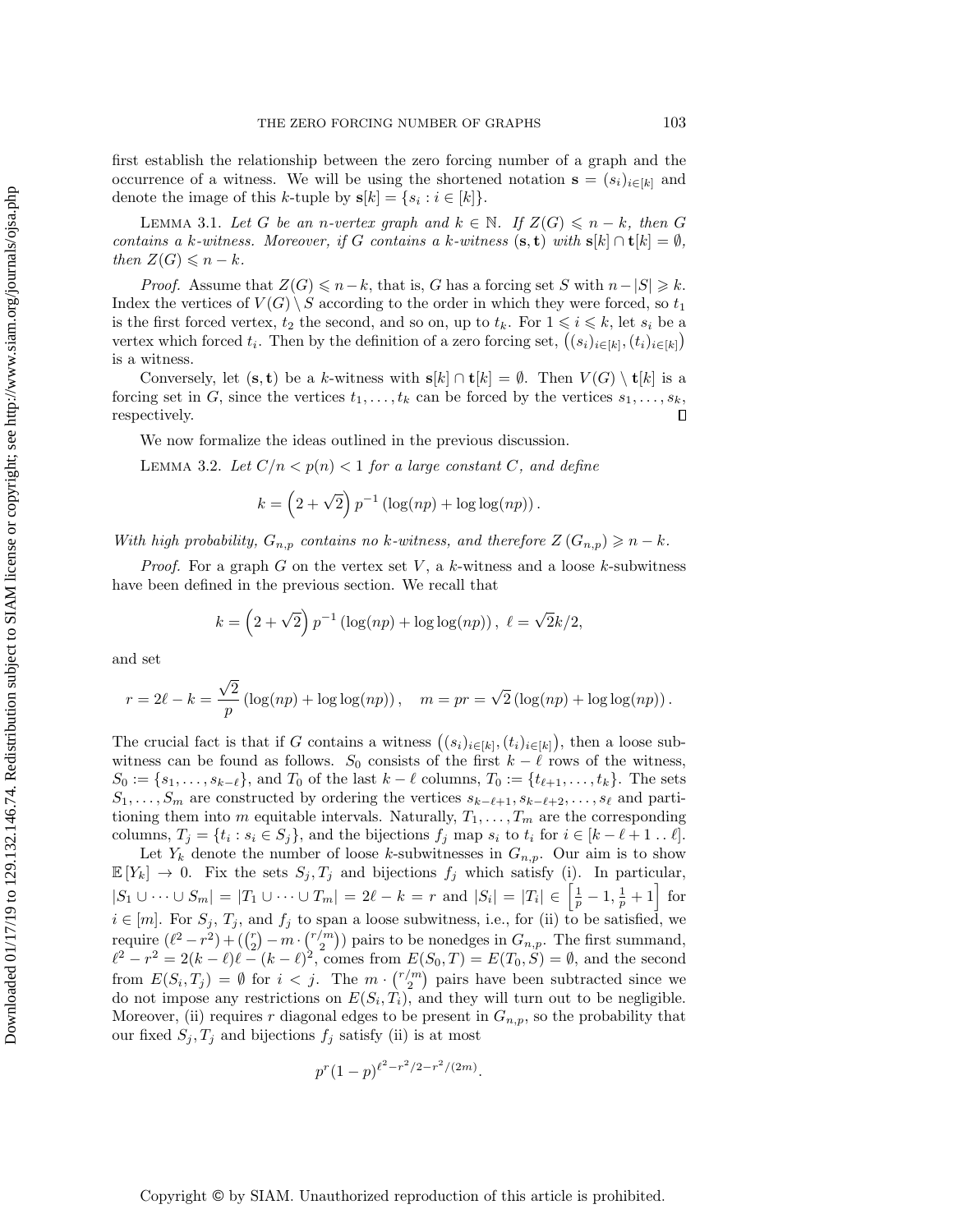first establish the relationship between the zero forcing number of a graph and the occurrence of a witness. We will be using the shortened notation $\mathbf{s} = (s_i)_{i\in[k]}$ and denote the image of this $k$-tuple by $\mathbf{s}[k] = \{s_i : i \in [k]\}$.

LEMMA 3.1. *Let $G$ be an $n$-vertex graph and $k \in \mathbb{N}$. If $Z(G) \leqslant n-k$, then $G$ contains a $k$-witness. Moreover, if $G$ contains a $k$-witness $(\mathbf{s}, \mathbf{t})$ with $\mathbf{s}[k] \cap \mathbf{t}[k] = \emptyset$, then $Z(G) \leqslant n-k$.*

*Proof.* Assume that $Z(G) \leqslant n-k$, that is, $G$ has a forcing set $S$ with $n-|S| \geqslant k$. Index the vertices of $V(G) \setminus S$ according to the order in which they were forced, so $t_1$ is the first forced vertex, $t_2$ the second, and so on, up to $t_k$. For $1 \leqslant i \leqslant k$, let $s_i$ be a vertex which forced $t_i$. Then by the definition of a zero forcing set, $\left((s_i)_{i\in[k]}, (t_i)_{i\in[k]}\right)$ is a witness.

Conversely, let $(\mathbf{s}, \mathbf{t})$ be a $k$-witness with $\mathbf{s}[k] \cap \mathbf{t}[k] = \emptyset$. Then $V(G) \setminus \mathbf{t}[k]$ is a forcing set in $G$, since the vertices $t_1, \ldots, t_k$ can be forced by the vertices $s_1, \ldots, s_k$, respectively. $\square$

We now formalize the ideas outlined in the previous discussion.

LEMMA 3.2. *Let $C/n < p(n) < 1$ for a large constant $C$, and define*

$$k = \left(2 + \sqrt{2}\right) p^{-1} \left(\log(np) + \log\log(np)\right).$$

*With high probability, $G_{n,p}$ contains no $k$-witness, and therefore $Z\left(G_{n,p}\right) \geqslant n-k$.*

*Proof.* For a graph $G$ on the vertex set $V$, a $k$-witness and a loose $k$-subwitness have been defined in the previous section. We recall that

$$k = \left(2 + \sqrt{2}\right) p^{-1} \left(\log(np) + \log\log(np)\right), \ \ell = \sqrt{2}k/2,$$

and set

$$r = 2\ell - k = \frac{\sqrt{2}}{p}\left(\log(np) + \log\log(np)\right), \quad m = pr = \sqrt{2}\left(\log(np) + \log\log(np)\right).$$

The crucial fact is that if $G$ contains a witness $\left((s_i)_{i\in[k]}, (t_i)_{i\in[k]}\right)$, then a loose subwitness can be found as follows. $S_0$ consists of the first $k-\ell$ rows of the witness, $S_0 := \{s_1, \ldots, s_{k-\ell}\}$, and $T_0$ of the last $k-\ell$ columns, $T_0 := \{t_{\ell+1}, \ldots, t_k\}$. The sets $S_1, \ldots, S_m$ are constructed by ordering the vertices $s_{k-\ell+1}, s_{k-\ell+2}, \ldots, s_\ell$ and partitioning them into $m$ equitable intervals. Naturally, $T_1, \ldots, T_m$ are the corresponding columns, $T_j = \{t_i : s_i \in S_j\}$, and the bijections $f_j$ map $s_i$ to $t_i$ for $i \in [k-\ell+1 \,..\, \ell]$.

Let $Y_k$ denote the number of loose $k$-subwitnesses in $G_{n,p}$. Our aim is to show $\mathbb{E}\left[Y_k\right] \to 0$. Fix the sets $S_j, T_j$ and bijections $f_j$ which satisfy (i). In particular, $|S_1 \cup \cdots \cup S_m| = |T_1 \cup \cdots \cup T_m| = 2\ell - k = r$ and $|S_i| = |T_i| \in \left[\frac{1}{p}-1, \frac{1}{p}+1\right]$ for $i \in [m]$. For $S_j$, $T_j$, and $f_j$ to span a loose subwitness, i.e., for (ii) to be satisfied, we require $(\ell^2 - r^2) + (\binom{r}{2} - m \cdot \binom{r/m}{2})$ pairs to be nonedges in $G_{n,p}$. The first summand, $\ell^2 - r^2 = 2(k-\ell)\ell - (k-\ell)^2$, comes from $E(S_0, T) = E(T_0, S) = \emptyset$, and the second from $E(S_i, T_j) = \emptyset$ for $i < j$. The $m \cdot \binom{r/m}{2}$ pairs have been subtracted since we do not impose any restrictions on $E(S_i, T_i)$, and they will turn out to be negligible. Moreover, (ii) requires $r$ diagonal edges to be present in $G_{n,p}$, so the probability that our fixed $S_j, T_j$ and bijections $f_j$ satisfy (ii) is at most

$$p^r (1-p)^{\ell^2 - r^2/2 - r^2/(2m)}.$$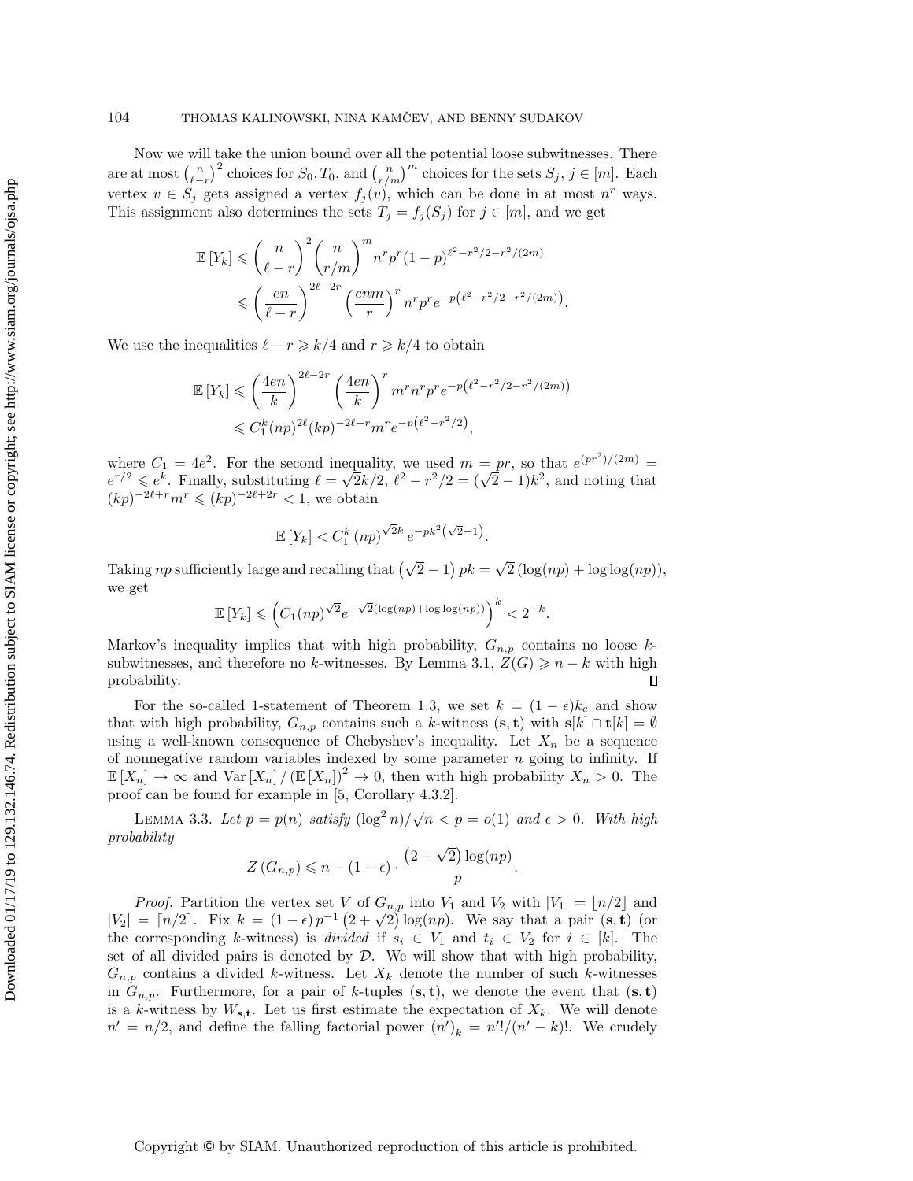Now we will take the union bound over all the potential loose subwitnesses. There are at most $\binom{n}{\ell-r}^2$ choices for $S_0, T_0$, and $\binom{n}{r/m}^m$ choices for the sets $S_j$, $j \in [m]$. Each vertex $v \in S_j$ gets assigned a vertex $f_j(v)$, which can be done in at most $n^r$ ways. This assignment also determines the sets $T_j = f_j(S_j)$ for $j \in [m]$, and we get

$$\mathbb{E}[Y_k] \leqslant \binom{n}{\ell-r}^2 \binom{n}{r/m}^m n^r p^r (1-p)^{\ell^2 - r^2/2 - r^2/(2m)}$$
$$\leqslant \left(\frac{en}{\ell-r}\right)^{2\ell-2r} \left(\frac{enm}{r}\right)^r n^r p^r e^{-p\left(\ell^2 - r^2/2 - r^2/(2m)\right)}.$$

We use the inequalities $\ell - r \geqslant k/4$ and $r \geqslant k/4$ to obtain

$$\mathbb{E}[Y_k] \leqslant \left(\frac{4en}{k}\right)^{2\ell-2r} \left(\frac{4en}{k}\right)^r m^r n^r p^r e^{-p\left(\ell^2 - r^2/2 - r^2/(2m)\right)}$$
$$\leqslant C_1^k (np)^{2\ell} (kp)^{-2\ell+r} m^r e^{-p\left(\ell^2 - r^2/2\right)},$$

where $C_1 = 4e^2$. For the second inequality, we used $m = pr$, so that $e^{(pr^2)/(2m)} = e^{r/2} \leqslant e^k$. Finally, substituting $\ell = \sqrt{2}k/2$, $\ell^2 - r^2/2 = (\sqrt{2}-1)k^2$, and noting that $(kp)^{-2\ell+r} m^r \leqslant (kp)^{-2\ell+2r} < 1$, we obtain

$$\mathbb{E}[Y_k] < C_1^k (np)^{\sqrt{2}k} e^{-pk^2(\sqrt{2}-1)}.$$

Taking $np$ sufficiently large and recalling that $\left(\sqrt{2}-1\right) pk = \sqrt{2}\left(\log(np) + \log\log(np)\right)$, we get

$$\mathbb{E}[Y_k] \leqslant \left(C_1 (np)^{\sqrt{2}} e^{-\sqrt{2}(\log(np) + \log\log(np))}\right)^k < 2^{-k}.$$

Markov's inequality implies that with high probability, $G_{n,p}$ contains no loose $k$-subwitnesses, and therefore no $k$-witnesses. By Lemma 3.1, $Z(G) \geqslant n - k$ with high probability. ∎

For the so-called 1-statement of Theorem 1.3, we set $k = (1-\epsilon)k_c$ and show that with high probability, $G_{n,p}$ contains such a $k$-witness $(\mathbf{s}, \mathbf{t})$ with $\mathbf{s}[k] \cap \mathbf{t}[k] = \emptyset$ using a well-known consequence of Chebyshev's inequality. Let $X_n$ be a sequence of nonnegative random variables indexed by some parameter $n$ going to infinity. If $\mathbb{E}[X_n] \to \infty$ and $\operatorname{Var}[X_n] / (\mathbb{E}[X_n])^2 \to 0$, then with high probability $X_n > 0$. The proof can be found for example in [5, Corollary 4.3.2].

**Lemma 3.3.** *Let $p = p(n)$ satisfy $(\log^2 n)/\sqrt{n} < p = o(1)$ and $\epsilon > 0$. With high probability*

$$Z(G_{n,p}) \leqslant n - (1-\epsilon) \cdot \frac{\left(2+\sqrt{2}\right)\log(np)}{p}.$$

*Proof.* Partition the vertex set $V$ of $G_{n,p}$ into $V_1$ and $V_2$ with $|V_1| = \lfloor n/2 \rfloor$ and $|V_2| = \lceil n/2 \rceil$. Fix $k = (1-\epsilon)\, p^{-1}\left(2+\sqrt{2}\right)\log(np)$. We say that a pair $(\mathbf{s}, \mathbf{t})$ (or the corresponding $k$-witness) is *divided* if $s_i \in V_1$ and $t_i \in V_2$ for $i \in [k]$. The set of all divided pairs is denoted by $\mathcal{D}$. We will show that with high probability, $G_{n,p}$ contains a divided $k$-witness. Let $X_k$ denote the number of such $k$-witnesses in $G_{n,p}$. Furthermore, for a pair of $k$-tuples $(\mathbf{s}, \mathbf{t})$, we denote the event that $(\mathbf{s}, \mathbf{t})$ is a $k$-witness by $W_{\mathbf{s},\mathbf{t}}$. Let us first estimate the expectation of $X_k$. We will denote $n' = n/2$, and define the falling factorial power $(n')_k = n'!/(n'-k)!$. We crudely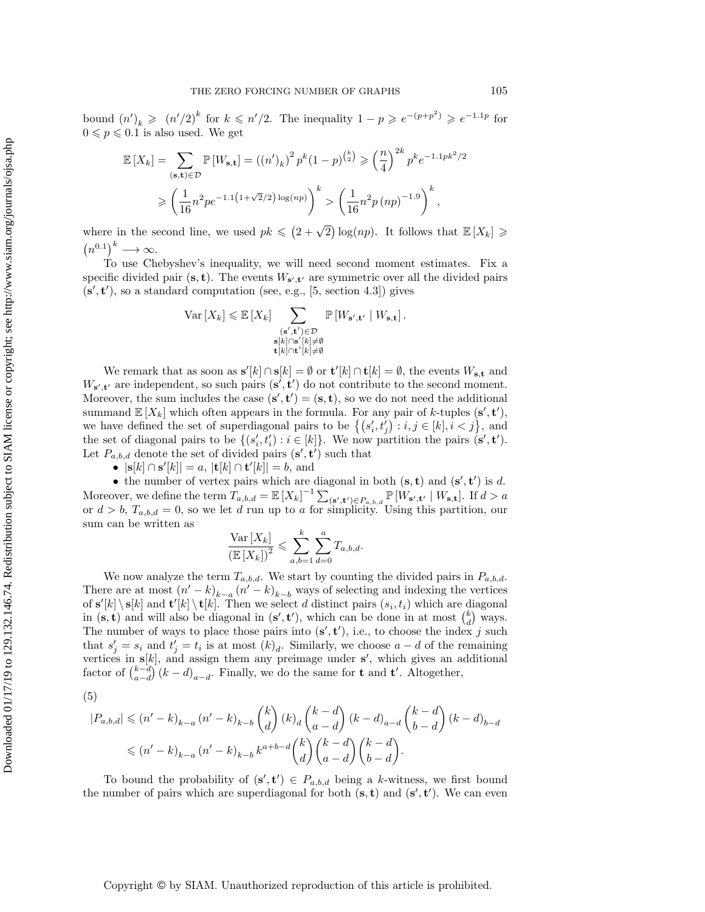bound $(n')_k \geqslant (n'/2)^k$ for $k \leqslant n'/2$. The inequality $1-p \geqslant e^{-(p+p^2)} \geqslant e^{-1.1p}$ for $0 \leqslant p \leqslant 0.1$ is also used. We get

$$
\begin{aligned}
\mathbb{E}[X_k] = \sum_{(\mathbf{s},\mathbf{t})\in\mathcal{D}} \mathbb{P}[W_{\mathbf{s},\mathbf{t}}] = ((n')_k)^2 p^k (1-p)^{\binom{k}{2}} \geqslant \left(\frac{n}{4}\right)^{2k} p^k e^{-1.1pk^2/2} \\
\geqslant \left(\frac{1}{16} n^2 p e^{-1.1\left(1+\sqrt{2}/2\right)\log(np)}\right)^k > \left(\frac{1}{16} n^2 p \,(np)^{-1.9}\right)^k,
\end{aligned}
$$

where in the second line, we used $pk \leqslant \left(2+\sqrt{2}\right)\log(np)$. It follows that $\mathbb{E}[X_k] \geqslant \left(n^{0.1}\right)^k \longrightarrow \infty$.

To use Chebyshev's inequality, we will need second moment estimates. Fix a specific divided pair $(\mathbf{s},\mathbf{t})$. The events $W_{\mathbf{s}',\mathbf{t}'}$ are symmetric over all the divided pairs $(\mathbf{s}',\mathbf{t}')$, so a standard computation (see, e.g., [5, section 4.3]) gives

$$
\operatorname{Var}[X_k] \leqslant \mathbb{E}[X_k] \sum_{\substack{(\mathbf{s}',\mathbf{t}')\in\mathcal{D} \\ \mathbf{s}[k]\cap\mathbf{s}'[k]\neq\emptyset \\ \mathbf{t}[k]\cap\mathbf{t}'[k]\neq\emptyset}} \mathbb{P}[W_{\mathbf{s}',\mathbf{t}'} \mid W_{\mathbf{s},\mathbf{t}}].
$$

We remark that as soon as $\mathbf{s}'[k]\cap\mathbf{s}[k]=\emptyset$ or $\mathbf{t}'[k]\cap\mathbf{t}[k]=\emptyset$, the events $W_{\mathbf{s},\mathbf{t}}$ and $W_{\mathbf{s}',\mathbf{t}'}$ are independent, so such pairs $(\mathbf{s}',\mathbf{t}')$ do not contribute to the second moment. Moreover, the sum includes the case $(\mathbf{s}',\mathbf{t}')=(\mathbf{s},\mathbf{t})$, so we do not need the additional summand $\mathbb{E}[X_k]$ which often appears in the formula. For any pair of $k$-tuples $(\mathbf{s}',\mathbf{t}')$, we have defined the set of superdiagonal pairs to be $\left\{\left(s'_i,t'_j\right) : i,j\in[k], i<j\right\}$, and the set of diagonal pairs to be $\{(s'_i,t'_i) : i\in[k]\}$. We now partition the pairs $(\mathbf{s}',\mathbf{t}')$. Let $P_{a,b,d}$ denote the set of divided pairs $(\mathbf{s}',\mathbf{t}')$ such that

- $|\mathbf{s}[k]\cap\mathbf{s}'[k]| = a$, $|\mathbf{t}[k]\cap\mathbf{t}'[k]| = b$, and
- the number of vertex pairs which are diagonal in both $(\mathbf{s},\mathbf{t})$ and $(\mathbf{s}',\mathbf{t}')$ is $d$.

Moreover, we define the term $T_{a,b,d} = \mathbb{E}[X_k]^{-1} \sum_{(\mathbf{s}',\mathbf{t}')\in P_{a,b,d}} \mathbb{P}[W_{\mathbf{s}',\mathbf{t}'} \mid W_{\mathbf{s},\mathbf{t}}]$. If $d>a$ or $d>b$, $T_{a,b,d}=0$, so we let $d$ run up to $a$ for simplicity. Using this partition, our sum can be written as

$$
\frac{\operatorname{Var}[X_k]}{\left(\mathbb{E}[X_k]\right)^2} \leqslant \sum_{a,b=1}^{k} \sum_{d=0}^{a} T_{a,b,d}.
$$

We now analyze the term $T_{a,b,d}$. We start by counting the divided pairs in $P_{a,b,d}$. There are at most $(n'-k)_{k-a}(n'-k)_{k-b}$ ways of selecting and indexing the vertices of $\mathbf{s}'[k]\setminus\mathbf{s}[k]$ and $\mathbf{t}'[k]\setminus\mathbf{t}[k]$. Then we select $d$ distinct pairs $(s_i,t_i)$ which are diagonal in $(\mathbf{s},\mathbf{t})$ and will also be diagonal in $(\mathbf{s}',\mathbf{t}')$, which can be done in at most $\binom{k}{d}$ ways. The number of ways to place those pairs into $(\mathbf{s}',\mathbf{t}')$, i.e., to choose the index $j$ such that $s'_j = s_i$ and $t'_j = t_i$ is at most $(k)_d$. Similarly, we choose $a-d$ of the remaining vertices in $\mathbf{s}[k]$, and assign them any preimage under $\mathbf{s}'$, which gives an additional factor of $\binom{k-d}{a-d}(k-d)_{a-d}$. Finally, we do the same for $\mathbf{t}$ and $\mathbf{t}'$. Altogether,

$$
\begin{aligned}
|P_{a,b,d}| &\leqslant (n'-k)_{k-a}(n'-k)_{k-b}\binom{k}{d}(k)_d\binom{k-d}{a-d}(k-d)_{a-d}\binom{k-d}{b-d}(k-d)_{b-d} \\
&\leqslant (n'-k)_{k-a}(n'-k)_{k-b}\, k^{a+b-d}\binom{k}{d}\binom{k-d}{a-d}\binom{k-d}{b-d}.
\end{aligned}
\tag{5}
$$

To bound the probability of $(\mathbf{s}',\mathbf{t}')\in P_{a,b,d}$ being a $k$-witness, we first bound the number of pairs which are superdiagonal for both $(\mathbf{s},\mathbf{t})$ and $(\mathbf{s}',\mathbf{t}')$. We can even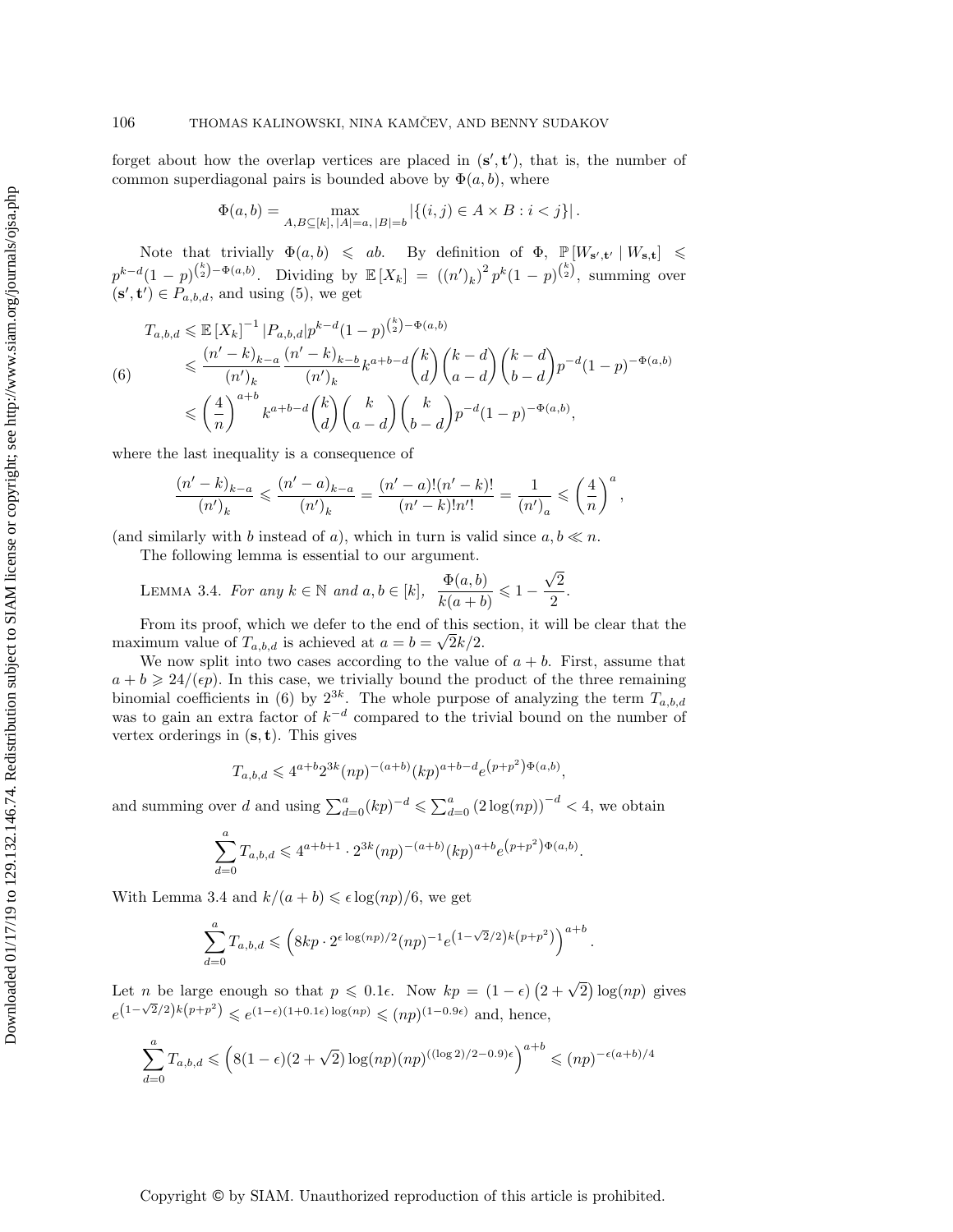forget about how the overlap vertices are placed in $(\mathbf{s}', \mathbf{t}')$, that is, the number of common superdiagonal pairs is bounded above by $\Phi(a,b)$, where

$$\Phi(a,b) = \max_{A,B \subseteq [k],\, |A|=a,\, |B|=b} |\{(i,j) \in A \times B : i < j\}|.$$

Note that trivially $\Phi(a,b) \leqslant ab$. By definition of $\Phi$, $\mathbb{P}[W_{\mathbf{s}',\mathbf{t}'} \mid W_{\mathbf{s},\mathbf{t}}] \leqslant p^{k-d}(1-p)^{\binom{k}{2}-\Phi(a,b)}$. Dividing by $\mathbb{E}[X_k] = ((n')_k)^2 p^k (1-p)^{\binom{k}{2}}$, summing over $(\mathbf{s}', \mathbf{t}') \in P_{a,b,d}$, and using (5), we get

$$
\begin{aligned}
T_{a,b,d} &\leqslant \mathbb{E}[X_k]^{-1} |P_{a,b,d}| p^{k-d}(1-p)^{\binom{k}{2}-\Phi(a,b)} \\
&\leqslant \frac{(n'-k)_{k-a}}{(n')_k} \frac{(n'-k)_{k-b}}{(n')_k} k^{a+b-d} \binom{k}{d} \binom{k-d}{a-d} \binom{k-d}{b-d} p^{-d} (1-p)^{-\Phi(a,b)} \qquad (6)\\
&\leqslant \left(\frac{4}{n}\right)^{a+b} k^{a+b-d} \binom{k}{d} \binom{k}{a-d} \binom{k}{b-d} p^{-d} (1-p)^{-\Phi(a,b)},
\end{aligned}
$$

where the last inequality is a consequence of

$$\frac{(n'-k)_{k-a}}{(n')_k} \leqslant \frac{(n'-a)_{k-a}}{(n')_k} = \frac{(n'-a)!(n'-k)!}{(n'-k)!n'!} = \frac{1}{(n')_a} \leqslant \left(\frac{4}{n}\right)^a,$$

(and similarly with $b$ instead of $a$), which in turn is valid since $a, b \ll n$.

The following lemma is essential to our argument.

Lemma 3.4. *For any $k \in \mathbb{N}$ and $a, b \in [k]$,* $\dfrac{\Phi(a,b)}{k(a+b)} \leqslant 1 - \dfrac{\sqrt{2}}{2}$.

From its proof, which we defer to the end of this section, it will be clear that the maximum value of $T_{a,b,d}$ is achieved at $a = b = \sqrt{2}k/2$.

We now split into two cases according to the value of $a+b$. First, assume that $a + b \geqslant 24/(\epsilon p)$. In this case, we trivially bound the product of the three remaining binomial coefficients in (6) by $2^{3k}$. The whole purpose of analyzing the term $T_{a,b,d}$ was to gain an extra factor of $k^{-d}$ compared to the trivial bound on the number of vertex orderings in $(\mathbf{s}, \mathbf{t})$. This gives

$$T_{a,b,d} \leqslant 4^{a+b} 2^{3k} (np)^{-(a+b)} (kp)^{a+b-d} e^{(p+p^2)\Phi(a,b)},$$

and summing over $d$ and using $\sum_{d=0}^{a} (kp)^{-d} \leqslant \sum_{d=0}^{a} (2\log(np))^{-d} < 4$, we obtain

$$\sum_{d=0}^{a} T_{a,b,d} \leqslant 4^{a+b+1} \cdot 2^{3k} (np)^{-(a+b)} (kp)^{a+b} e^{(p+p^2)\Phi(a,b)}.$$

With Lemma 3.4 and $k/(a+b) \leqslant \epsilon \log(np)/6$, we get

$$\sum_{d=0}^{a} T_{a,b,d} \leqslant \left(8kp \cdot 2^{\epsilon \log(np)/2} (np)^{-1} e^{(1-\sqrt{2}/2)k(p+p^2)}\right)^{a+b}.$$

Let $n$ be large enough so that $p \leqslant 0.1\epsilon$. Now $kp = (1-\epsilon)\left(2+\sqrt{2}\right)\log(np)$ gives $e^{(1-\sqrt{2}/2)k(p+p^2)} \leqslant e^{(1-\epsilon)(1+0.1\epsilon)\log(np)} \leqslant (np)^{(1-0.9\epsilon)}$ and, hence,

$$\sum_{d=0}^{a} T_{a,b,d} \leqslant \left(8(1-\epsilon)(2+\sqrt{2})\log(np)(np)^{((\log 2)/2 - 0.9)\epsilon}\right)^{a+b} \leqslant (np)^{-\epsilon(a+b)/4}$$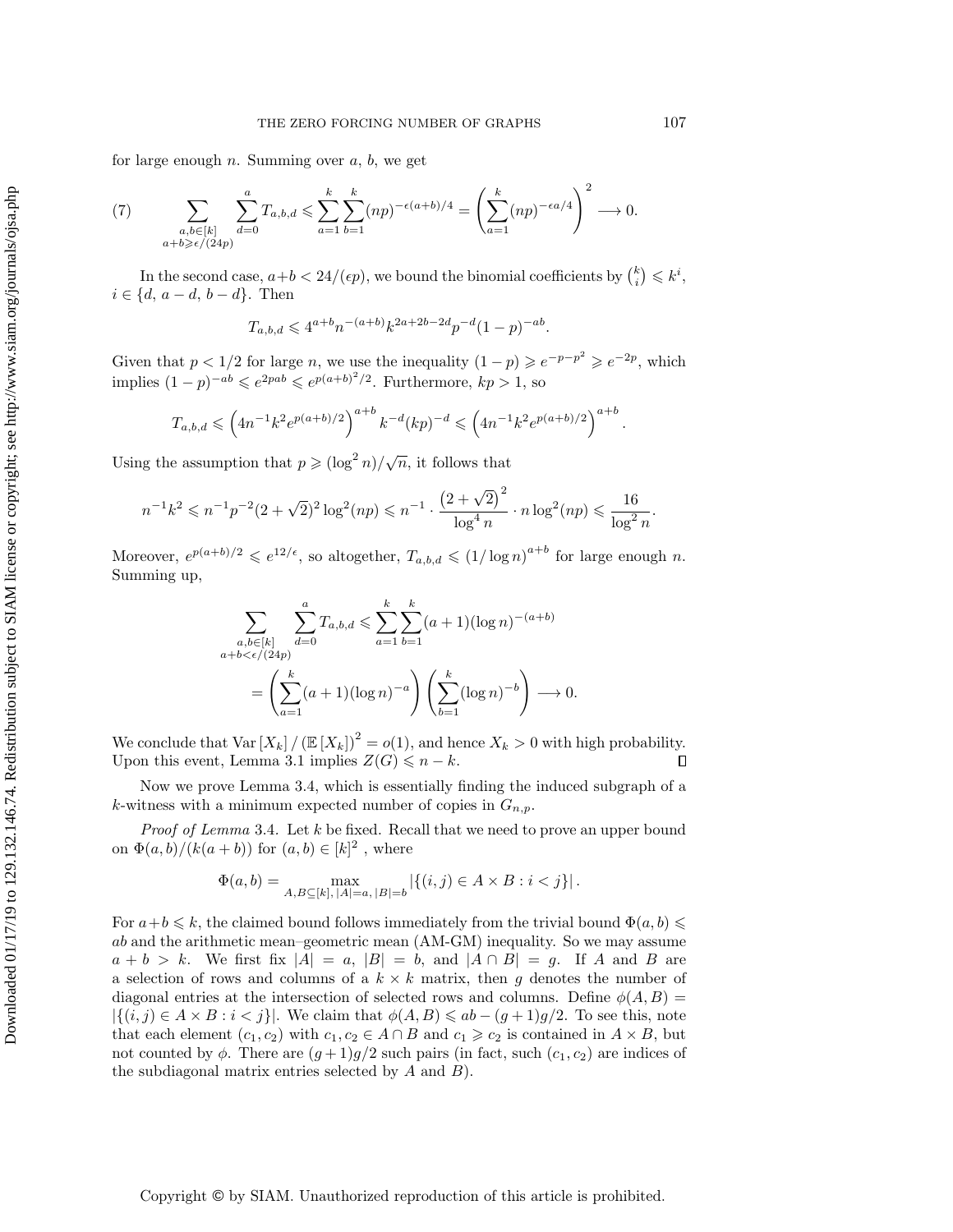for large enough $n$. Summing over $a$, $b$, we get

$$\sum_{\substack{a,b\in[k] \\ a+b\geqslant\epsilon/(24p)}} \sum_{d=0}^{a} T_{a,b,d} \leqslant \sum_{a=1}^{k}\sum_{b=1}^{k}(np)^{-\epsilon(a+b)/4} = \left(\sum_{a=1}^{k}(np)^{-\epsilon a/4}\right)^2 \longrightarrow 0. \tag{7}$$

In the second case, $a+b < 24/(\epsilon p)$, we bound the binomial coefficients by $\binom{k}{i} \leqslant k^i$, $i \in \{d,\, a-d,\, b-d\}$. Then

$$T_{a,b,d} \leqslant 4^{a+b} n^{-(a+b)} k^{2a+2b-2d} p^{-d}(1-p)^{-ab}.$$

Given that $p < 1/2$ for large $n$, we use the inequality $(1-p) \geqslant e^{-p-p^2} \geqslant e^{-2p}$, which implies $(1-p)^{-ab} \leqslant e^{2pab} \leqslant e^{p(a+b)^2/2}$. Furthermore, $kp > 1$, so

$$T_{a,b,d} \leqslant \left(4n^{-1}k^2 e^{p(a+b)/2}\right)^{a+b} k^{-d}(kp)^{-d} \leqslant \left(4n^{-1}k^2 e^{p(a+b)/2}\right)^{a+b}.$$

Using the assumption that $p \geqslant (\log^2 n)/\sqrt{n}$, it follows that

$$n^{-1}k^2 \leqslant n^{-1}p^{-2}(2+\sqrt{2})^2 \log^2(np) \leqslant n^{-1} \cdot \frac{\left(2+\sqrt{2}\right)^2}{\log^4 n} \cdot n \log^2(np) \leqslant \frac{16}{\log^2 n}.$$

Moreover, $e^{p(a+b)/2} \leqslant e^{12/\epsilon}$, so altogether, $T_{a,b,d} \leqslant (1/\log n)^{a+b}$ for large enough $n$. Summing up,

$$\begin{aligned}
\sum_{\substack{a,b\in[k] \\ a+b<\epsilon/(24p)}} \sum_{d=0}^{a} T_{a,b,d} &\leqslant \sum_{a=1}^{k}\sum_{b=1}^{k}(a+1)(\log n)^{-(a+b)} \\
&= \left(\sum_{a=1}^{k}(a+1)(\log n)^{-a}\right)\left(\sum_{b=1}^{k}(\log n)^{-b}\right) \longrightarrow 0.
\end{aligned}$$

We conclude that $\mathrm{Var}[X_k]/(\mathbb{E}[X_k])^2 = o(1)$, and hence $X_k > 0$ with high probability. Upon this event, Lemma 3.1 implies $Z(G) \leqslant n-k$. $\square$

Now we prove Lemma 3.4, which is essentially finding the induced subgraph of a $k$-witness with a minimum expected number of copies in $G_{n,p}$.

*Proof of Lemma* 3.4. Let $k$ be fixed. Recall that we need to prove an upper bound on $\Phi(a,b)/(k(a+b))$ for $(a,b) \in [k]^2$, where

$$\Phi(a,b) = \max_{A,B\subseteq[k],\,|A|=a,\,|B|=b} |\{(i,j) \in A \times B : i < j\}|.$$

For $a+b \leqslant k$, the claimed bound follows immediately from the trivial bound $\Phi(a,b) \leqslant ab$ and the arithmetic mean–geometric mean (AM-GM) inequality. So we may assume $a+b > k$. We first fix $|A| = a$, $|B| = b$, and $|A \cap B| = g$. If $A$ and $B$ are a selection of rows and columns of a $k \times k$ matrix, then $g$ denotes the number of diagonal entries at the intersection of selected rows and columns. Define $\phi(A,B) = |\{(i,j) \in A \times B : i < j\}|$. We claim that $\phi(A,B) \leqslant ab - (g+1)g/2$. To see this, note that each element $(c_1,c_2)$ with $c_1,c_2 \in A \cap B$ and $c_1 \geqslant c_2$ is contained in $A \times B$, but not counted by $\phi$. There are $(g+1)g/2$ such pairs (in fact, such $(c_1,c_2)$ are indices of the subdiagonal matrix entries selected by $A$ and $B$).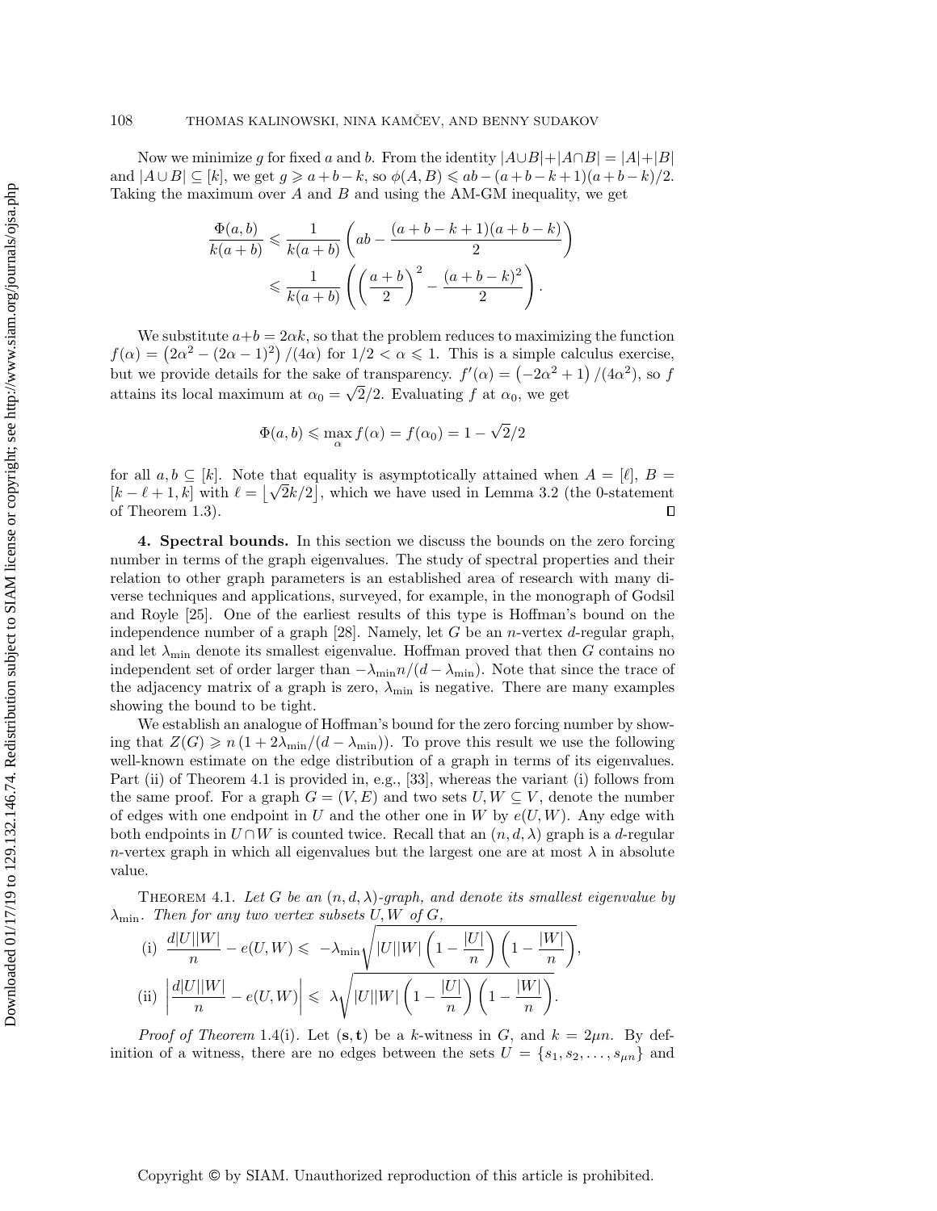Now we minimize $g$ for fixed $a$ and $b$. From the identity $|A \cup B| + |A \cap B| = |A| + |B|$ and $|A \cup B| \subseteq [k]$, we get $g \geqslant a + b - k$, so $\phi(A, B) \leqslant ab - (a + b - k + 1)(a + b - k)/2$. Taking the maximum over $A$ and $B$ and using the AM-GM inequality, we get

$$\frac{\Phi(a,b)}{k(a+b)} \leqslant \frac{1}{k(a+b)} \left( ab - \frac{(a+b-k+1)(a+b-k)}{2} \right)$$
$$\leqslant \frac{1}{k(a+b)} \left( \left( \frac{a+b}{2} \right)^2 - \frac{(a+b-k)^2}{2} \right).$$

We substitute $a+b = 2\alpha k$, so that the problem reduces to maximizing the function $f(\alpha) = \left(2\alpha^2 - (2\alpha - 1)^2\right)/(4\alpha)$ for $1/2 < \alpha \leqslant 1$. This is a simple calculus exercise, but we provide details for the sake of transparency. $f'(\alpha) = \left(-2\alpha^2 + 1\right)/(4\alpha^2)$, so $f$ attains its local maximum at $\alpha_0 = \sqrt{2}/2$. Evaluating $f$ at $\alpha_0$, we get

$$\Phi(a,b) \leqslant \max_{\alpha} f(\alpha) = f(\alpha_0) = 1 - \sqrt{2}/2$$

for all $a, b \subseteq [k]$. Note that equality is asymptotically attained when $A = [\ell]$, $B = [k - \ell + 1, k]$ with $\ell = \lfloor \sqrt{2}k/2 \rfloor$, which we have used in Lemma 3.2 (the 0-statement of Theorem 1.3). $\square$

**4. Spectral bounds.** In this section we discuss the bounds on the zero forcing number in terms of the graph eigenvalues. The study of spectral properties and their relation to other graph parameters is an established area of research with many diverse techniques and applications, surveyed, for example, in the monograph of Godsil and Royle [25]. One of the earliest results of this type is Hoffman's bound on the independence number of a graph [28]. Namely, let $G$ be an $n$-vertex $d$-regular graph, and let $\lambda_{\min}$ denote its smallest eigenvalue. Hoffman proved that then $G$ contains no independent set of order larger than $-\lambda_{\min} n/(d - \lambda_{\min})$. Note that since the trace of the adjacency matrix of a graph is zero, $\lambda_{\min}$ is negative. There are many examples showing the bound to be tight.

We establish an analogue of Hoffman's bound for the zero forcing number by showing that $Z(G) \geqslant n\left(1 + 2\lambda_{\min}/(d - \lambda_{\min})\right)$. To prove this result we use the following well-known estimate on the edge distribution of a graph in terms of its eigenvalues. Part (ii) of Theorem 4.1 is provided in, e.g., [33], whereas the variant (i) follows from the same proof. For a graph $G = (V, E)$ and two sets $U, W \subseteq V$, denote the number of edges with one endpoint in $U$ and the other one in $W$ by $e(U, W)$. Any edge with both endpoints in $U \cap W$ is counted twice. Recall that an $(n, d, \lambda)$ graph is a $d$-regular $n$-vertex graph in which all eigenvalues but the largest one are at most $\lambda$ in absolute value.

Theorem 4.1. *Let $G$ be an $(n, d, \lambda)$-graph, and denote its smallest eigenvalue by $\lambda_{\min}$. Then for any two vertex subsets $U, W$ of $G$,*

(i) $\displaystyle \frac{d|U||W|}{n} - e(U, W) \leqslant -\lambda_{\min} \sqrt{|U||W| \left(1 - \frac{|U|}{n}\right)\left(1 - \frac{|W|}{n}\right)},$

(ii) $\displaystyle \left| \frac{d|U||W|}{n} - e(U, W) \right| \leqslant \lambda \sqrt{|U||W| \left(1 - \frac{|U|}{n}\right)\left(1 - \frac{|W|}{n}\right)}.$

*Proof of Theorem* 1.4(i). Let $(\mathbf{s}, \mathbf{t})$ be a $k$-witness in $G$, and $k = 2\mu n$. By definition of a witness, there are no edges between the sets $U = \{s_1, s_2, \ldots, s_{\mu n}\}$ and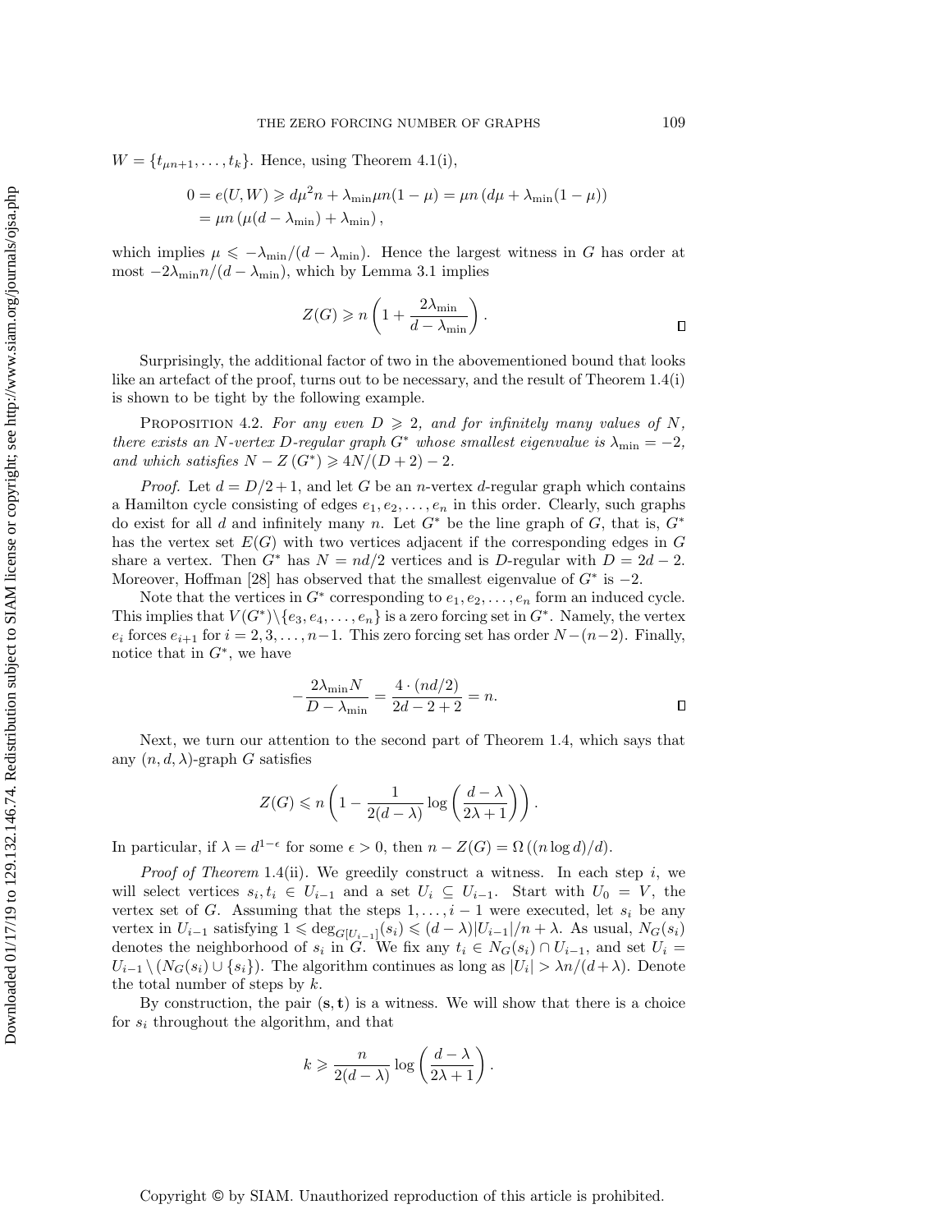$W = \{t_{\mu n+1}, \ldots, t_k\}$. Hence, using Theorem 4.1(i),

$$0 = e(U,W) \geqslant d\mu^2 n + \lambda_{\min}\mu n(1-\mu) = \mu n\left(d\mu + \lambda_{\min}(1-\mu)\right)$$
$$= \mu n\left(\mu(d-\lambda_{\min}) + \lambda_{\min}\right),$$

which implies $\mu \leqslant -\lambda_{\min}/(d-\lambda_{\min})$. Hence the largest witness in $G$ has order at most $-2\lambda_{\min}n/(d-\lambda_{\min})$, which by Lemma 3.1 implies

$$Z(G) \geqslant n\left(1 + \frac{2\lambda_{\min}}{d-\lambda_{\min}}\right). \qquad \square$$

Surprisingly, the additional factor of two in the abovementioned bound that looks like an artefact of the proof, turns out to be necessary, and the result of Theorem 1.4(i) is shown to be tight by the following example.

Proposition 4.2. *For any even $D \geqslant 2$, and for infinitely many values of $N$, there exists an $N$-vertex $D$-regular graph $G^*$ whose smallest eigenvalue is $\lambda_{\min} = -2$, and which satisfies $N - Z(G^*) \geqslant 4N/(D+2) - 2$.*

*Proof.* Let $d = D/2+1$, and let $G$ be an $n$-vertex $d$-regular graph which contains a Hamilton cycle consisting of edges $e_1, e_2, \ldots, e_n$ in this order. Clearly, such graphs do exist for all $d$ and infinitely many $n$. Let $G^*$ be the line graph of $G$, that is, $G^*$ has the vertex set $E(G)$ with two vertices adjacent if the corresponding edges in $G$ share a vertex. Then $G^*$ has $N = nd/2$ vertices and is $D$-regular with $D = 2d-2$. Moreover, Hoffman [28] has observed that the smallest eigenvalue of $G^*$ is $-2$.

Note that the vertices in $G^*$ corresponding to $e_1, e_2, \ldots, e_n$ form an induced cycle. This implies that $V(G^*)\setminus\{e_3, e_4, \ldots, e_n\}$ is a zero forcing set in $G^*$. Namely, the vertex $e_i$ forces $e_{i+1}$ for $i = 2, 3, \ldots, n-1$. This zero forcing set has order $N-(n-2)$. Finally, notice that in $G^*$, we have

$$-\frac{2\lambda_{\min}N}{D-\lambda_{\min}} = \frac{4\cdot(nd/2)}{2d-2+2} = n. \qquad \square$$

Next, we turn our attention to the second part of Theorem 1.4, which says that any $(n, d, \lambda)$-graph $G$ satisfies

$$Z(G) \leqslant n\left(1 - \frac{1}{2(d-\lambda)}\log\left(\frac{d-\lambda}{2\lambda+1}\right)\right).$$

In particular, if $\lambda = d^{1-\epsilon}$ for some $\epsilon > 0$, then $n - Z(G) = \Omega\left((n\log d)/d\right)$.

*Proof of Theorem* 1.4(ii). We greedily construct a witness. In each step $i$, we will select vertices $s_i, t_i \in U_{i-1}$ and a set $U_i \subseteq U_{i-1}$. Start with $U_0 = V$, the vertex set of $G$. Assuming that the steps $1, \ldots, i-1$ were executed, let $s_i$ be any vertex in $U_{i-1}$ satisfying $1 \leqslant \deg_{G[U_{i-1}]}(s_i) \leqslant (d-\lambda)|U_{i-1}|/n + \lambda$. As usual, $N_G(s_i)$ denotes the neighborhood of $s_i$ in $G$. We fix any $t_i \in N_G(s_i) \cap U_{i-1}$, and set $U_i = U_{i-1} \setminus (N_G(s_i) \cup \{s_i\})$. The algorithm continues as long as $|U_i| > \lambda n/(d+\lambda)$. Denote the total number of steps by $k$.

By construction, the pair $(\mathbf{s}, \mathbf{t})$ is a witness. We will show that there is a choice for $s_i$ throughout the algorithm, and that

$$k \geqslant \frac{n}{2(d-\lambda)}\log\left(\frac{d-\lambda}{2\lambda+1}\right).$$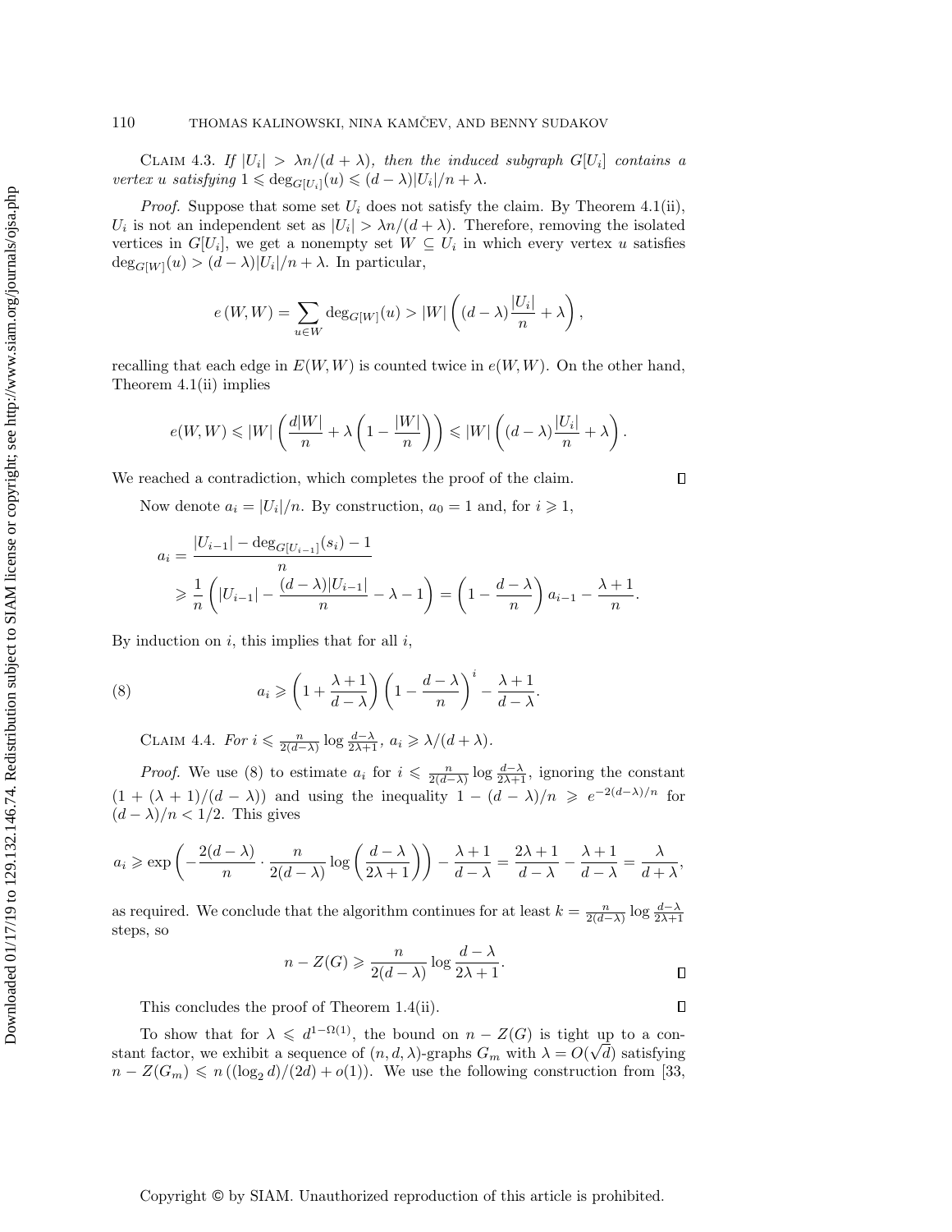CLAIM 4.3. *If $|U_i| > \lambda n/(d+\lambda)$, then the induced subgraph $G[U_i]$ contains a vertex $u$ satisfying $1 \leqslant \deg_{G[U_i]}(u) \leqslant (d-\lambda)|U_i|/n + \lambda$.*

*Proof.* Suppose that some set $U_i$ does not satisfy the claim. By Theorem 4.1(ii), $U_i$ is not an independent set as $|U_i| > \lambda n/(d+\lambda)$. Therefore, removing the isolated vertices in $G[U_i]$, we get a nonempty set $W \subseteq U_i$ in which every vertex $u$ satisfies $\deg_{G[W]}(u) > (d-\lambda)|U_i|/n + \lambda$. In particular,

$$e(W,W) = \sum_{u \in W} \deg_{G[W]}(u) > |W| \left( (d-\lambda)\frac{|U_i|}{n} + \lambda \right),$$

recalling that each edge in $E(W,W)$ is counted twice in $e(W,W)$. On the other hand, Theorem 4.1(ii) implies

$$e(W,W) \leqslant |W| \left( \frac{d|W|}{n} + \lambda \left( 1 - \frac{|W|}{n} \right) \right) \leqslant |W| \left( (d-\lambda)\frac{|U_i|}{n} + \lambda \right).$$

We reached a contradiction, which completes the proof of the claim. □

Now denote $a_i = |U_i|/n$. By construction, $a_0 = 1$ and, for $i \geqslant 1$,

$$\begin{aligned} a_i &= \frac{|U_{i-1}| - \deg_{G[U_{i-1}]}(s_i) - 1}{n} \\ &\geqslant \frac{1}{n}\left( |U_{i-1}| - \frac{(d-\lambda)|U_{i-1}|}{n} - \lambda - 1 \right) = \left( 1 - \frac{d-\lambda}{n} \right) a_{i-1} - \frac{\lambda+1}{n}. \end{aligned}$$

By induction on $i$, this implies that for all $i$,

$$a_i \geqslant \left( 1 + \frac{\lambda+1}{d-\lambda} \right) \left( 1 - \frac{d-\lambda}{n} \right)^i - \frac{\lambda+1}{d-\lambda}. \tag{8}$$

CLAIM 4.4. *For $i \leqslant \frac{n}{2(d-\lambda)} \log \frac{d-\lambda}{2\lambda+1}$, $a_i \geqslant \lambda/(d+\lambda)$.*

*Proof.* We use (8) to estimate $a_i$ for $i \leqslant \frac{n}{2(d-\lambda)} \log \frac{d-\lambda}{2\lambda+1}$, ignoring the constant $(1 + (\lambda+1)/(d-\lambda))$ and using the inequality $1 - (d-\lambda)/n \geqslant e^{-2(d-\lambda)/n}$ for $(d-\lambda)/n < 1/2$. This gives

$$a_i \geqslant \exp\left( -\frac{2(d-\lambda)}{n} \cdot \frac{n}{2(d-\lambda)} \log\left( \frac{d-\lambda}{2\lambda+1} \right) \right) - \frac{\lambda+1}{d-\lambda} = \frac{2\lambda+1}{d-\lambda} - \frac{\lambda+1}{d-\lambda} = \frac{\lambda}{d+\lambda},$$

as required. We conclude that the algorithm continues for at least $k = \frac{n}{2(d-\lambda)} \log \frac{d-\lambda}{2\lambda+1}$ steps, so

$$n - Z(G) \geqslant \frac{n}{2(d-\lambda)} \log \frac{d-\lambda}{2\lambda+1}.$$ □

This concludes the proof of Theorem 1.4(ii). □

To show that for $\lambda \leqslant d^{1-\Omega(1)}$, the bound on $n - Z(G)$ is tight up to a constant factor, we exhibit a sequence of $(n,d,\lambda)$-graphs $G_m$ with $\lambda = O(\sqrt{d})$ satisfying $n - Z(G_m) \leqslant n\left((\log_2 d)/(2d) + o(1)\right)$. We use the following construction from [33,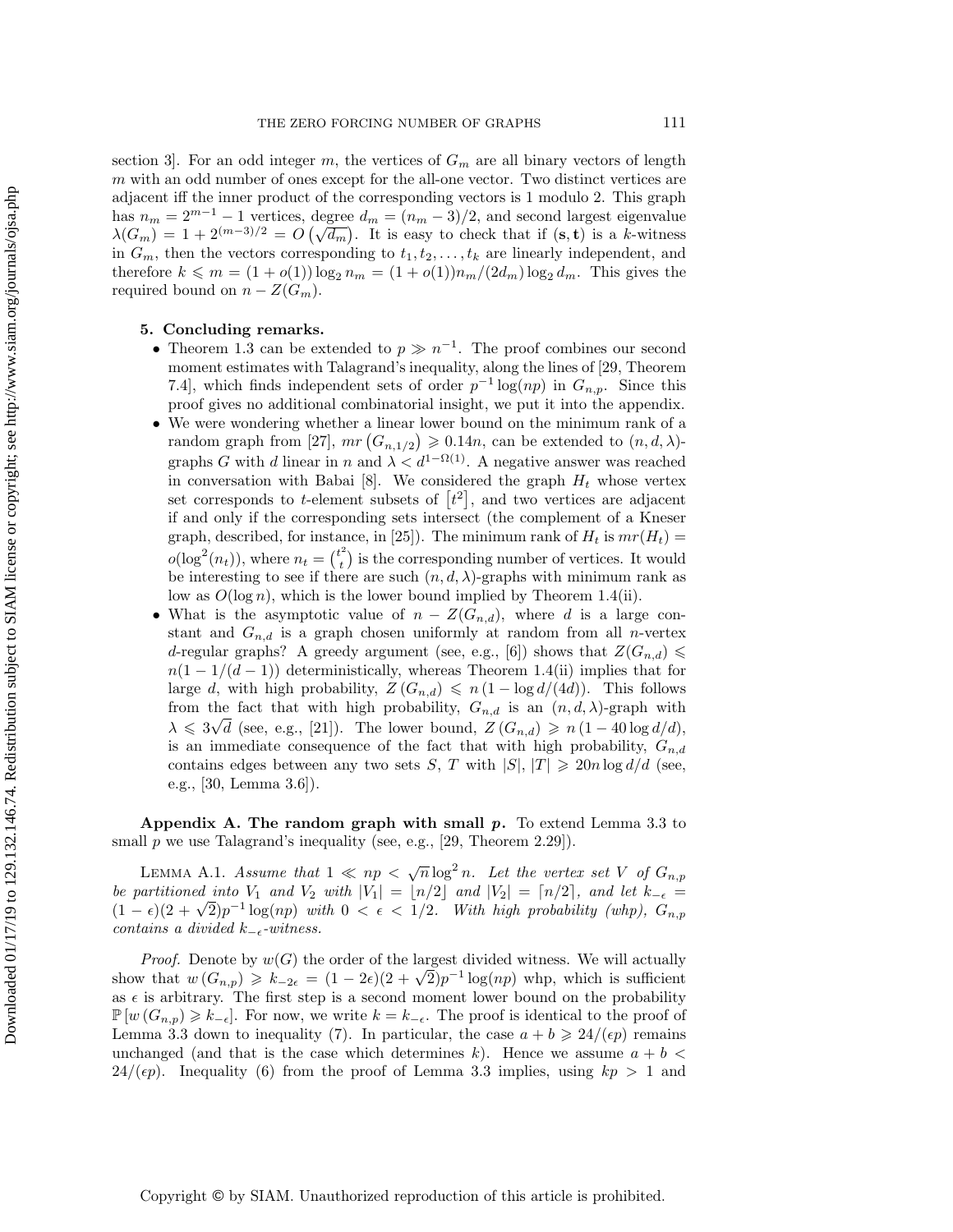section 3]. For an odd integer $m$, the vertices of $G_m$ are all binary vectors of length $m$ with an odd number of ones except for the all-one vector. Two distinct vertices are adjacent iff the inner product of the corresponding vectors is 1 modulo 2. This graph has $n_m = 2^{m-1} - 1$ vertices, degree $d_m = (n_m - 3)/2$, and second largest eigenvalue $\lambda(G_m) = 1 + 2^{(m-3)/2} = O\left(\sqrt{d_m}\right)$. It is easy to check that if $(\mathbf{s}, \mathbf{t})$ is a $k$-witness in $G_m$, then the vectors corresponding to $t_1, t_2, \ldots, t_k$ are linearly independent, and therefore $k \leqslant m = (1 + o(1)) \log_2 n_m = (1 + o(1)) n_m/(2d_m) \log_2 d_m$. This gives the required bound on $n - Z(G_m)$.

## 5. Concluding remarks.

- Theorem 1.3 can be extended to $p \gg n^{-1}$. The proof combines our second moment estimates with Talagrand's inequality, along the lines of [29, Theorem 7.4], which finds independent sets of order $p^{-1} \log(np)$ in $G_{n,p}$. Since this proof gives no additional combinatorial insight, we put it into the appendix.
- We were wondering whether a linear lower bound on the minimum rank of a random graph from [27], $mr\left(G_{n,1/2}\right) \geqslant 0.14n$, can be extended to $(n, d, \lambda)$-graphs $G$ with $d$ linear in $n$ and $\lambda < d^{1-\Omega(1)}$. A negative answer was reached in conversation with Babai [8]. We considered the graph $H_t$ whose vertex set corresponds to $t$-element subsets of $\left[t^2\right]$, and two vertices are adjacent if and only if the corresponding sets intersect (the complement of a Kneser graph, described, for instance, in [25]). The minimum rank of $H_t$ is $mr(H_t) = o(\log^2(n_t))$, where $n_t = \binom{t^2}{t}$ is the corresponding number of vertices. It would be interesting to see if there are such $(n, d, \lambda)$-graphs with minimum rank as low as $O(\log n)$, which is the lower bound implied by Theorem 1.4(ii).
- What is the asymptotic value of $n - Z(G_{n,d})$, where $d$ is a large constant and $G_{n,d}$ is a graph chosen uniformly at random from all $n$-vertex $d$-regular graphs? A greedy argument (see, e.g., [6]) shows that $Z(G_{n,d}) \leqslant n(1 - 1/(d-1))$ deterministically, whereas Theorem 1.4(ii) implies that for large $d$, with high probability, $Z\left(G_{n,d}\right) \leqslant n\left(1 - \log d/(4d)\right)$. This follows from the fact that with high probability, $G_{n,d}$ is an $(n, d, \lambda)$-graph with $\lambda \leqslant 3\sqrt{d}$ (see, e.g., [21]). The lower bound, $Z\left(G_{n,d}\right) \geqslant n\left(1 - 40 \log d/d\right)$, is an immediate consequence of the fact that with high probability, $G_{n,d}$ contains edges between any two sets $S$, $T$ with $|S|, |T| \geqslant 20n \log d/d$ (see, e.g., [30, Lemma 3.6]).

**Appendix A. The random graph with small $p$.** To extend Lemma 3.3 to small $p$ we use Talagrand's inequality (see, e.g., [29, Theorem 2.29]).

Lemma A.1. *Assume that $1 \ll np < \sqrt{n} \log^2 n$. Let the vertex set $V$ of $G_{n,p}$ be partitioned into $V_1$ and $V_2$ with $|V_1| = \lfloor n/2 \rfloor$ and $|V_2| = \lceil n/2 \rceil$, and let $k_{-\epsilon} = (1-\epsilon)(2+\sqrt{2})p^{-1} \log(np)$ with $0 < \epsilon < 1/2$. With high probability (whp), $G_{n,p}$ contains a divided $k_{-\epsilon}$-witness.*

*Proof.* Denote by $w(G)$ the order of the largest divided witness. We will actually show that $w\left(G_{n,p}\right) \geqslant k_{-2\epsilon} = (1-2\epsilon)(2+\sqrt{2})p^{-1}\log(np)$ whp, which is sufficient as $\epsilon$ is arbitrary. The first step is a second moment lower bound on the probability $\mathbb{P}\left[w\left(G_{n,p}\right) \geqslant k_{-\epsilon}\right]$. For now, we write $k = k_{-\epsilon}$. The proof is identical to the proof of Lemma 3.3 down to inequality (7). In particular, the case $a + b \geqslant 24/(\epsilon p)$ remains unchanged (and that is the case which determines $k$). Hence we assume $a + b < 24/(\epsilon p)$. Inequality (6) from the proof of Lemma 3.3 implies, using $kp > 1$ and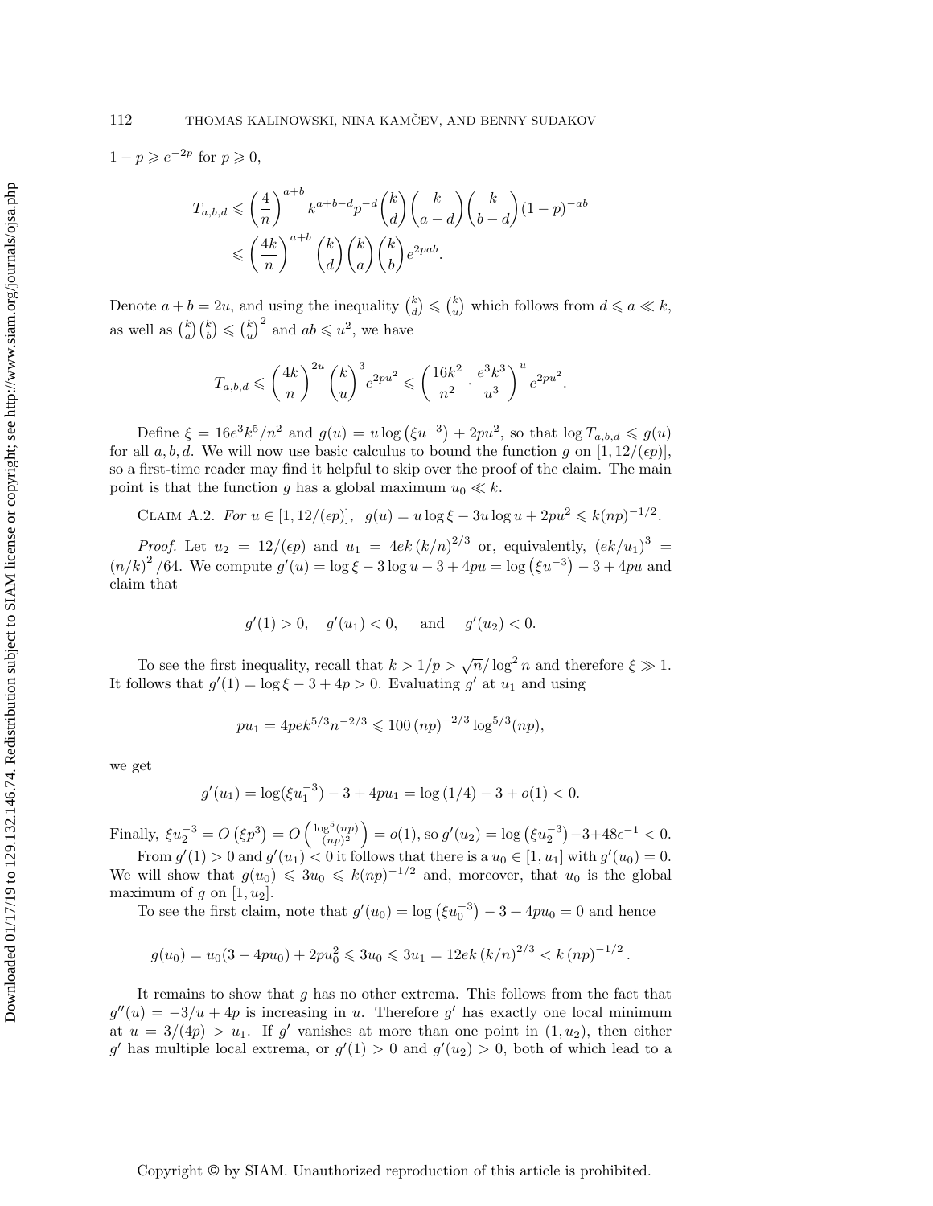$1-p \geqslant e^{-2p}$ for $p \geqslant 0$,

$$T_{a,b,d} \leqslant \left(\frac{4}{n}\right)^{a+b} k^{a+b-d} p^{-d} \binom{k}{d} \binom{k}{a-d} \binom{k}{b-d} (1-p)^{-ab}$$
$$\leqslant \left(\frac{4k}{n}\right)^{a+b} \binom{k}{d} \binom{k}{a} \binom{k}{b} e^{2pab}.$$

Denote $a+b = 2u$, and using the inequality $\binom{k}{d} \leqslant \binom{k}{u}$ which follows from $d \leqslant a \ll k$, as well as $\binom{k}{a}\binom{k}{b} \leqslant \binom{k}{u}^2$ and $ab \leqslant u^2$, we have

$$T_{a,b,d} \leqslant \left(\frac{4k}{n}\right)^{2u} \binom{k}{u}^3 e^{2pu^2} \leqslant \left(\frac{16k^2}{n^2} \cdot \frac{e^3k^3}{u^3}\right)^u e^{2pu^2}.$$

Define $\xi = 16e^3k^5/n^2$ and $g(u) = u \log\left(\xi u^{-3}\right) + 2pu^2$, so that $\log T_{a,b,d} \leqslant g(u)$ for all $a, b, d$. We will now use basic calculus to bound the function $g$ on $[1, 12/(\epsilon p)]$, so a first-time reader may find it helpful to skip over the proof of the claim. The main point is that the function $g$ has a global maximum $u_0 \ll k$.

Claim A.2. *For $u \in [1, 12/(\epsilon p)]$, $g(u) = u \log \xi - 3u \log u + 2pu^2 \leqslant k(np)^{-1/2}$.*

*Proof.* Let $u_2 = 12/(\epsilon p)$ and $u_1 = 4ek\,(k/n)^{2/3}$ or, equivalently, $(ek/u_1)^3 = (n/k)^2/64$. We compute $g'(u) = \log \xi - 3\log u - 3 + 4pu = \log\left(\xi u^{-3}\right) - 3 + 4pu$ and claim that

$$g'(1) > 0, \quad g'(u_1) < 0, \quad \text{ and } \quad g'(u_2) < 0.$$

To see the first inequality, recall that $k > 1/p > \sqrt{n}/\log^2 n$ and therefore $\xi \gg 1$. It follows that $g'(1) = \log \xi - 3 + 4p > 0$. Evaluating $g'$ at $u_1$ and using

$$pu_1 = 4pek^{5/3}n^{-2/3} \leqslant 100\,(np)^{-2/3} \log^{5/3}(np),$$

we get

$$g'(u_1) = \log(\xi u_1^{-3}) - 3 + 4pu_1 = \log(1/4) - 3 + o(1) < 0.$$

Finally, $\xi u_2^{-3} = O\left(\xi p^3\right) = O\left(\frac{\log^5(np)}{(np)^2}\right) = o(1)$, so $g'(u_2) = \log\left(\xi u_2^{-3}\right) - 3 + 48\epsilon^{-1} < 0$.

From $g'(1) > 0$ and $g'(u_1) < 0$ it follows that there is a $u_0 \in [1, u_1]$ with $g'(u_0) = 0$. We will show that $g(u_0) \leqslant 3u_0 \leqslant k(np)^{-1/2}$ and, moreover, that $u_0$ is the global maximum of $g$ on $[1, u_2]$.

To see the first claim, note that $g'(u_0) = \log\left(\xi u_0^{-3}\right) - 3 + 4pu_0 = 0$ and hence

$$g(u_0) = u_0(3 - 4pu_0) + 2pu_0^2 \leqslant 3u_0 \leqslant 3u_1 = 12ek\,(k/n)^{2/3} < k\,(np)^{-1/2}.$$

It remains to show that $g$ has no other extrema. This follows from the fact that $g''(u) = -3/u + 4p$ is increasing in $u$. Therefore $g'$ has exactly one local minimum at $u = 3/(4p) > u_1$. If $g'$ vanishes at more than one point in $(1, u_2)$, then either $g'$ has multiple local extrema, or $g'(1) > 0$ and $g'(u_2) > 0$, both of which lead to a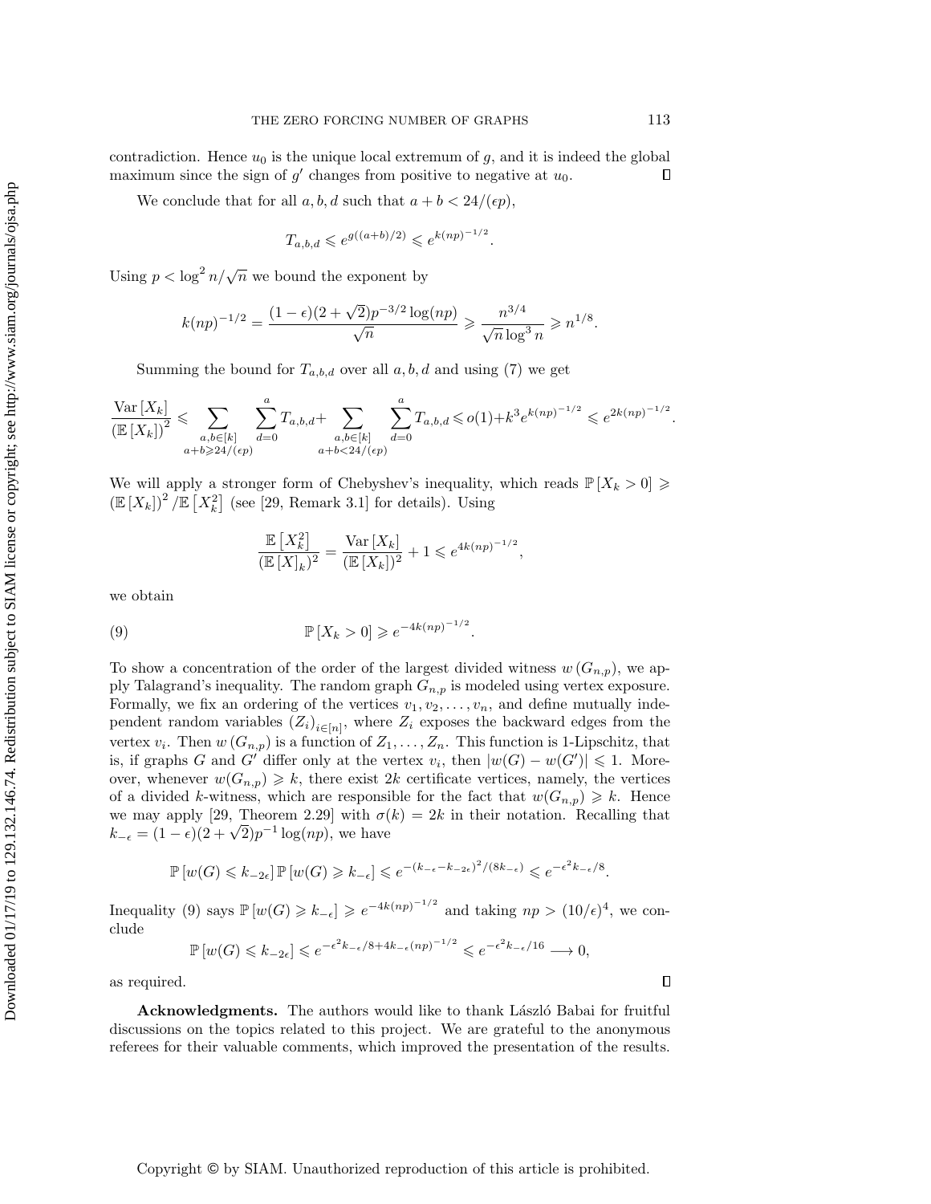contradiction. Hence $u_0$ is the unique local extremum of $g$, and it is indeed the global maximum since the sign of $g'$ changes from positive to negative at $u_0$. ∎

We conclude that for all $a, b, d$ such that $a + b < 24/(\epsilon p)$,

$$T_{a,b,d} \leqslant e^{g((a+b)/2)} \leqslant e^{k(np)^{-1/2}}.$$

Using $p < \log^2 n/\sqrt{n}$ we bound the exponent by

$$k(np)^{-1/2} = \frac{(1-\epsilon)(2+\sqrt{2})p^{-3/2}\log(np)}{\sqrt{n}} \geqslant \frac{n^{3/4}}{\sqrt{n}\log^3 n} \geqslant n^{1/8}.$$

Summing the bound for $T_{a,b,d}$ over all $a, b, d$ and using (7) we get

$$\frac{\operatorname{Var}[X_k]}{(\mathbb{E}[X_k])^2} \leqslant \sum_{\substack{a,b\in[k]\\ a+b\geqslant 24/(\epsilon p)}} \sum_{d=0}^{a} T_{a,b,d} + \sum_{\substack{a,b\in[k]\\ a+b<24/(\epsilon p)}} \sum_{d=0}^{a} T_{a,b,d} \leqslant o(1) + k^3 e^{k(np)^{-1/2}} \leqslant e^{2k(np)^{-1/2}}.$$

We will apply a stronger form of Chebyshev's inequality, which reads $\mathbb{P}[X_k > 0] \geqslant (\mathbb{E}[X_k])^2/\mathbb{E}[X_k^2]$ (see [29, Remark 3.1] for details). Using

$$\frac{\mathbb{E}[X_k^2]}{(\mathbb{E}[X]_k)^2} = \frac{\operatorname{Var}[X_k]}{(\mathbb{E}[X_k])^2} + 1 \leqslant e^{4k(np)^{-1/2}},$$

we obtain

$$\mathbb{P}[X_k > 0] \geqslant e^{-4k(np)^{-1/2}}. \tag{9}$$

To show a concentration of the order of the largest divided witness $w(G_{n,p})$, we apply Talagrand's inequality. The random graph $G_{n,p}$ is modeled using vertex exposure. Formally, we fix an ordering of the vertices $v_1, v_2, \ldots, v_n$, and define mutually independent random variables $(Z_i)_{i\in[n]}$, where $Z_i$ exposes the backward edges from the vertex $v_i$. Then $w(G_{n,p})$ is a function of $Z_1, \ldots, Z_n$. This function is 1-Lipschitz, that is, if graphs $G$ and $G'$ differ only at the vertex $v_i$, then $|w(G) - w(G')| \leqslant 1$. Moreover, whenever $w(G_{n,p}) \geqslant k$, there exist $2k$ certificate vertices, namely, the vertices of a divided $k$-witness, which are responsible for the fact that $w(G_{n,p}) \geqslant k$. Hence we may apply [29, Theorem 2.29] with $\sigma(k) = 2k$ in their notation. Recalling that $k_{-\epsilon} = (1-\epsilon)(2+\sqrt{2})p^{-1}\log(np)$, we have

$$\mathbb{P}[w(G) \leqslant k_{-2\epsilon}]\,\mathbb{P}[w(G) \geqslant k_{-\epsilon}] \leqslant e^{-(k_{-\epsilon}-k_{-2\epsilon})^2/(8k_{-\epsilon})} \leqslant e^{-\epsilon^2 k_{-\epsilon}/8}.$$

Inequality (9) says $\mathbb{P}[w(G) \geqslant k_{-\epsilon}] \geqslant e^{-4k(np)^{-1/2}}$ and taking $np > (10/\epsilon)^4$, we conclude

$$\mathbb{P}[w(G) \leqslant k_{-2\epsilon}] \leqslant e^{-\epsilon^2 k_{-\epsilon}/8 + 4k_{-\epsilon}(np)^{-1/2}} \leqslant e^{-\epsilon^2 k_{-\epsilon}/16} \longrightarrow 0,$$

as required. ∎

**Acknowledgments.** The authors would like to thank László Babai for fruitful discussions on the topics related to this project. We are grateful to the anonymous referees for their valuable comments, which improved the presentation of the results.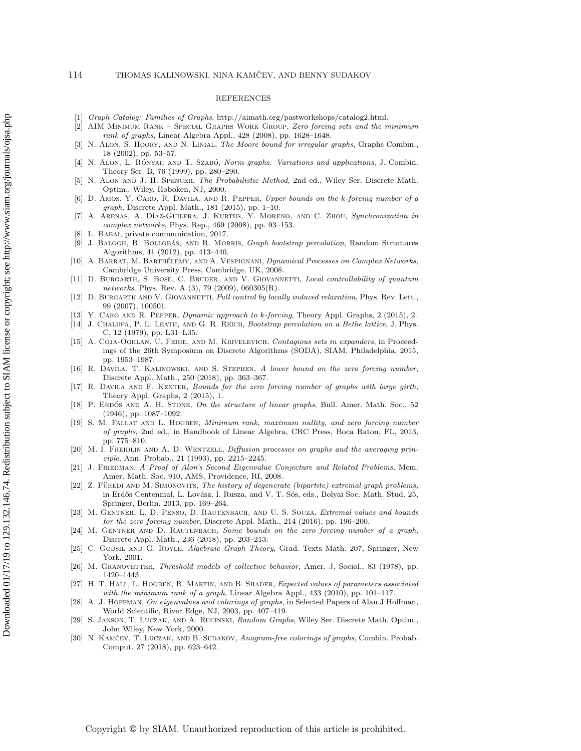## REFERENCES

[1] *Graph Catalog: Families of Graphs*, http://aimath.org/pastworkshops/catalog2.html.

[2] AIM Minimum Rank – Special Graphs Work Group, *Zero forcing sets and the minimum rank of graphs*, Linear Algebra Appl., 428 (2008), pp. 1628–1648.

[3] N. Alon, S. Hoory, and N. Linial, *The Moore bound for irregular graphs*, Graphs Combin., 18 (2002), pp. 53–57.

[4] N. Alon, L. Rónyai, and T. Szabó, *Norm-graphs: Variations and applications*, J. Combin. Theory Ser. B, 76 (1999), pp. 280–290.

[5] N. Alon and J. H. Spencer, *The Probabilistic Method*, 2nd ed., Wiley Ser. Discrete Math. Optim., Wiley, Hoboken, NJ, 2000.

[6] D. Amos, Y. Caro, R. Davila, and R. Pepper, *Upper bounds on the k-forcing number of a graph*, Discrete Appl. Math., 181 (2015), pp. 1–10.

[7] A. Arenas, A. Díaz-Guilera, J. Kurths, Y. Moreno, and C. Zhou, *Synchronization in complex networks*, Phys. Rep., 469 (2008), pp. 93–153.

[8] L. Babai, private communication, 2017.

[9] J. Balogh, B. Bollobás, and R. Morris, *Graph bootstrap percolation*, Random Structures Algorithms, 41 (2012), pp. 413–440.

[10] A. Barrat, M. Barthélemy, and A. Vespignani, *Dynamical Processes on Complex Networks*, Cambridge University Press, Cambridge, UK, 2008.

[11] D. Burgarth, S. Bose, C. Bruder, and V. Giovannetti, *Local controllability of quantum networks*, Phys. Rev. A (3), 79 (2009), 060305(R).

[12] D. Burgarth and V. Giovannetti, *Full control by locally induced relaxation*, Phys. Rev. Lett., 99 (2007), 100501.

[13] Y. Caro and R. Pepper, *Dynamic approach to k-forcing*, Theory Appl. Graphs, 2 (2015), 2.

[14] J. Chalupa, P. L. Leath, and G. R. Reich, *Bootstrap percolation on a Bethe lattice*, J. Phys. C, 12 (1979), pp. L31–L35.

[15] A. Coja-Oghlan, U. Feige, and M. Krivelevich, *Contagious sets in expanders*, in Proceedings of the 26th Symposium on Discrete Algorithms (SODA), SIAM, Philadelphia, 2015, pp. 1953–1987.

[16] R. Davila, T. Kalinowski, and S. Stephen, *A lower bound on the zero forcing number*, Discrete Appl. Math., 250 (2018), pp. 363–367.

[17] R. Davila and F. Kenter, *Bounds for the zero forcing number of graphs with large girth*, Theory Appl. Graphs, 2 (2015), 1.

[18] P. Erdős and A. H. Stone, *On the structure of linear graphs*, Bull. Amer. Math. Soc., 52 (1946), pp. 1087–1092.

[19] S. M. Fallat and L. Hogben, *Minimum rank, maximum nullity, and zero forcing number of graphs*, 2nd ed., in Handbook of Linear Algebra, CRC Press, Boca Raton, FL, 2013, pp. 775–810.

[20] M. I. Freidlin and A. D. Wentzell, *Diffusion processes on graphs and the averaging principle*, Ann. Probab., 21 (1993), pp. 2215–2245.

[21] J. Friedman, *A Proof of Alon's Second Eigenvalue Conjecture and Related Problems*, Mem. Amer. Math. Soc. 910, AMS, Providence, RI, 2008.

[22] Z. Füredi and M. Simonovits, *The history of degenerate (bipartite) extremal graph problems*, in Erdős Centennial, L. Lovász, I. Rusza, and V. T. Sós, eds., Bolyai Soc. Math. Stud. 25, Springer, Berlin, 2013, pp. 169–264.

[23] M. Gentner, L. D. Penso, D. Rautenbach, and U. S. Souza, *Extremal values and bounds for the zero forcing number*, Discrete Appl. Math., 214 (2016), pp. 196–200.

[24] M. Gentner and D. Rautenbach, *Some bounds on the zero forcing number of a graph*, Discrete Appl. Math., 236 (2018), pp. 203–213.

[25] C. Godsil and G. Royle, *Algebraic Graph Theory*, Grad. Texts Math. 207, Springer, New York, 2001.

[26] M. Granovetter, *Threshold models of collective behavior*, Amer. J. Sociol., 83 (1978), pp. 1420–1443.

[27] H. T. Hall, L. Hogben, R. Martin, and B. Shader, *Expected values of parameters associated with the minimum rank of a graph*, Linear Algebra Appl., 433 (2010), pp. 101–117.

[28] A. J. Hoffman, *On eigenvalues and colorings of graphs*, in Selected Papers of Alan J Hoffman, World Scientific, River Edge, NJ, 2003, pp. 407–419.

[29] S. Janson, T. Łuczak, and A. Rucinski, *Random Graphs*, Wiley Ser. Discrete Math. Optim., John Wiley, New York, 2000.

[30] N. Kamčev, T. Łuczak, and B. Sudakov, *Anagram-free colorings of graphs*, Combin. Probab. Comput. 27 (2018), pp. 623–642.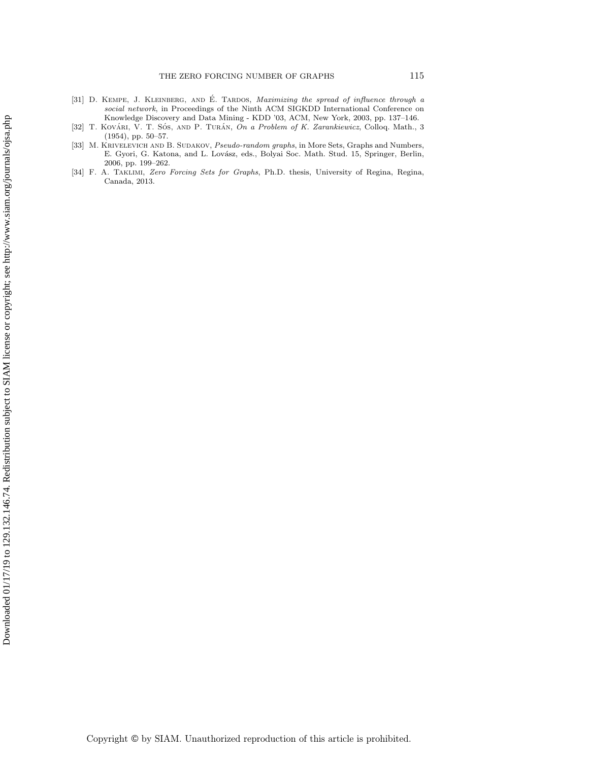[31] D. Kempe, J. Kleinberg, and É. Tardos, *Maximizing the spread of influence through a social network*, in Proceedings of the Ninth ACM SIGKDD International Conference on Knowledge Discovery and Data Mining - KDD '03, ACM, New York, 2003, pp. 137–146.

[32] T. Kővári, V. T. Sós, and P. Turán, *On a Problem of K. Zarankiewicz*, Colloq. Math., 3 (1954), pp. 50–57.

[33] M. Krivelevich and B. Sudakov, *Pseudo-random graphs*, in More Sets, Graphs and Numbers, E. Gyori, G. Katona, and L. Lovász, eds., Bolyai Soc. Math. Stud. 15, Springer, Berlin, 2006, pp. 199–262.

[34] F. A. Taklimi, *Zero Forcing Sets for Graphs*, Ph.D. thesis, University of Regina, Regina, Canada, 2013.